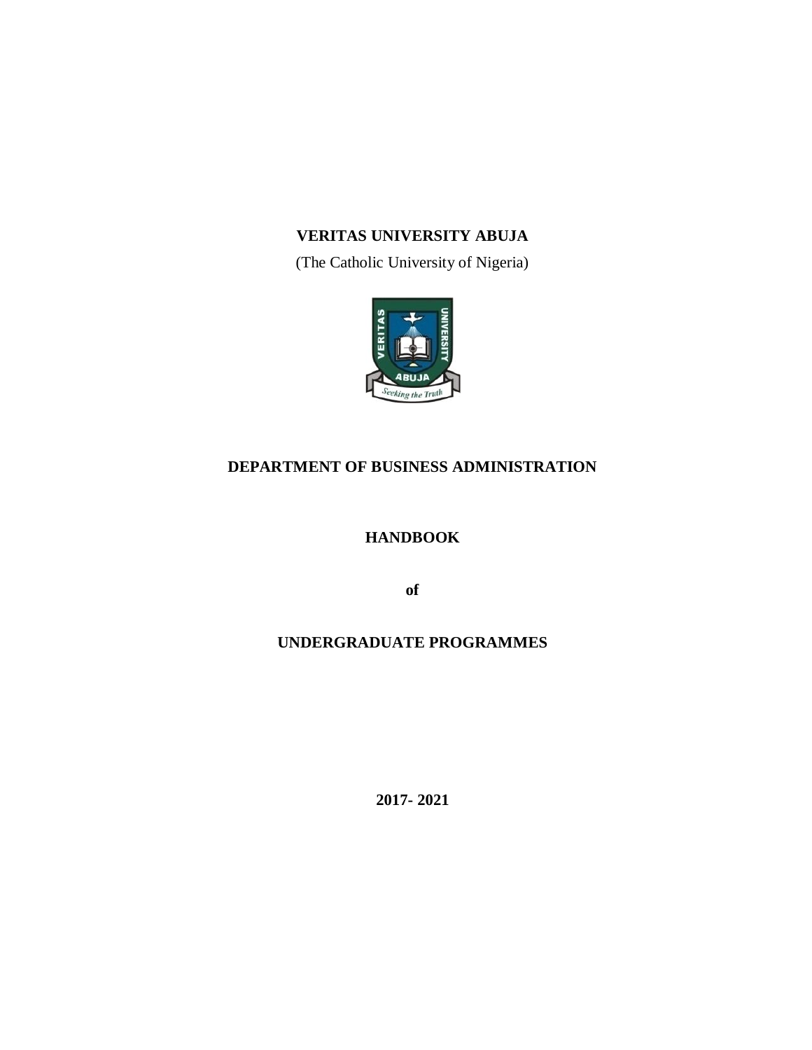**VERITAS UNIVERSITY ABUJA**

(The Catholic University of Nigeria)

**DEPARTMENT OF BUSINESS ADMINISTRATION**

**HANDBOOK**

**of**

**UNDERGRADUATE PROGRAMMES**

**2017- 2021**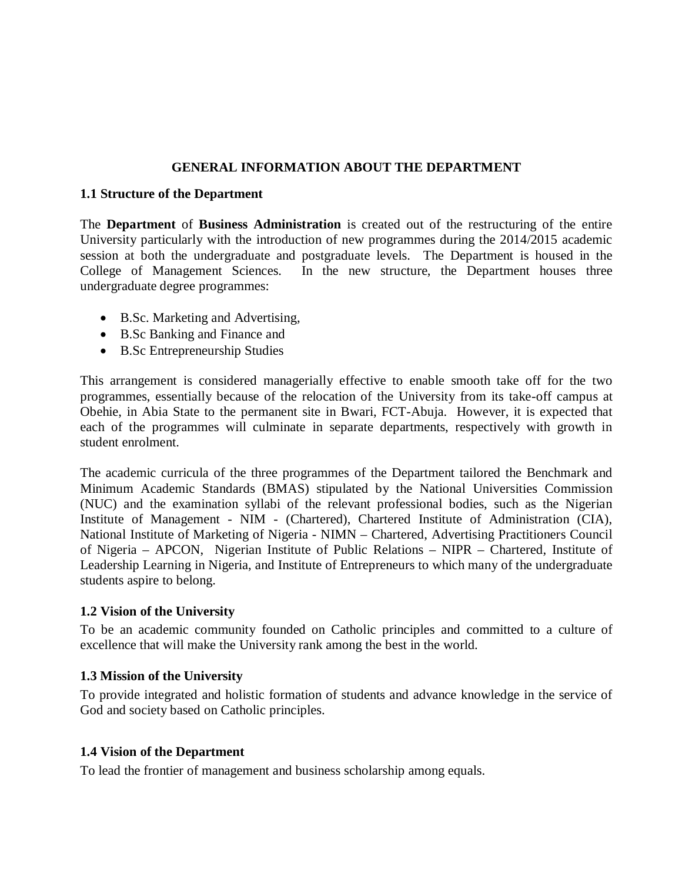## GENERAL INFORMATION ABOUT THE DEPARTMENT

### 1.1 Structure of the Department

The **Department** of **Business Administration** is created out of the restructuring of the entire University particularly with the introduction of new programmes during the 2014/2015 academic session at both the undergraduate and postgraduate levels. The Department is housed in the College of Management Sciences. In the new structure, the Department houses three undergraduate degree programmes:

- B.Sc. Marketing and Advertising,
- B.Sc Banking and Finance and
- B.Sc Entrepreneurship Studies

This arrangement is considered managerially effective to enable smooth take off for the two programmes, essentially because of the relocation of the University from its take-off campus at Obehie, in Abia State to the permanent site in Bwari, FCT-Abuja. However, it is expected that each of the programmes will culminate in separate departments, respectively with growth in student enrolment.

The academic curricula of the three programmes of the Department tailored the Benchmark and Minimum Academic Standards (BMAS) stipulated by the National Universities Commission (NUC) and the examination syllabi of the relevant professional bodies, such as the Nigerian Institute of Management - NIM - (Chartered), Chartered Institute of Administration (CIA), National Institute of Marketing of Nigeria - NIMN – Chartered, Advertising Practitioners Council of Nigeria – APCON, Nigerian Institute of Public Relations – NIPR – Chartered, Institute of Leadership Learning in Nigeria, and Institute of Entrepreneurs to which many of the undergraduate students aspire to belong.

### 1.2 Vision of the University

To be an academic community founded on Catholic principles and committed to a culture of excellence that will make the University rank among the best in the world.

### 1.3 Mission of the University

To provide integrated and holistic formation of students and advance knowledge in the service of God and society based on Catholic principles.

### 1.4 Vision of the Department

To lead the frontier of management and business scholarship among equals.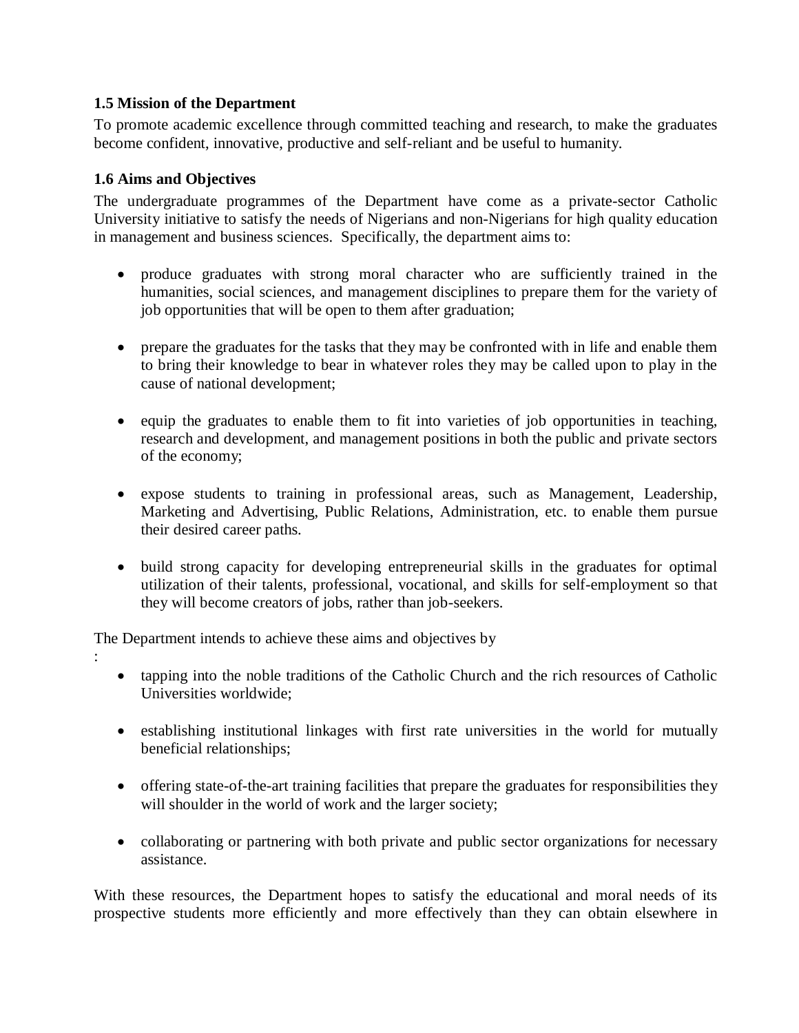### 1.5 Mission of the Department

To promote academic excellence through committed teaching and research, to make the graduates become confident, innovative, productive and self-reliant and be useful to humanity.

### 1.6 Aims and Objectives

The undergraduate programmes of the Department have come as a private-sector Catholic University initiative to satisfy the needs of Nigerians and non-Nigerians for high quality education in management and business sciences. Specifically, the department aims to:

- produce graduates with strong moral character who are sufficiently trained in the humanities, social sciences, and management disciplines to prepare them for the variety of job opportunities that will be open to them after graduation;
- prepare the graduates for the tasks that they may be confronted with in life and enable them to bring their knowledge to bear in whatever roles they may be called upon to play in the cause of national development;
- equip the graduates to enable them to fit into varieties of job opportunities in teaching, research and development, and management positions in both the public and private sectors of the economy;
- expose students to training in professional areas, such as Management, Leadership, Marketing and Advertising, Public Relations, Administration, etc. to enable them pursue their desired career paths.
- build strong capacity for developing entrepreneurial skills in the graduates for optimal utilization of their talents, professional, vocational, and skills for self-employment so that they will become creators of jobs, rather than job-seekers.

The Department intends to achieve these aims and objectives by

:

- tapping into the noble traditions of the Catholic Church and the rich resources of Catholic Universities worldwide;
- establishing institutional linkages with first rate universities in the world for mutually beneficial relationships;
- offering state-of-the-art training facilities that prepare the graduates for responsibilities they will shoulder in the world of work and the larger society;
- collaborating or partnering with both private and public sector organizations for necessary assistance.

With these resources, the Department hopes to satisfy the educational and moral needs of its prospective students more efficiently and more effectively than they can obtain elsewhere in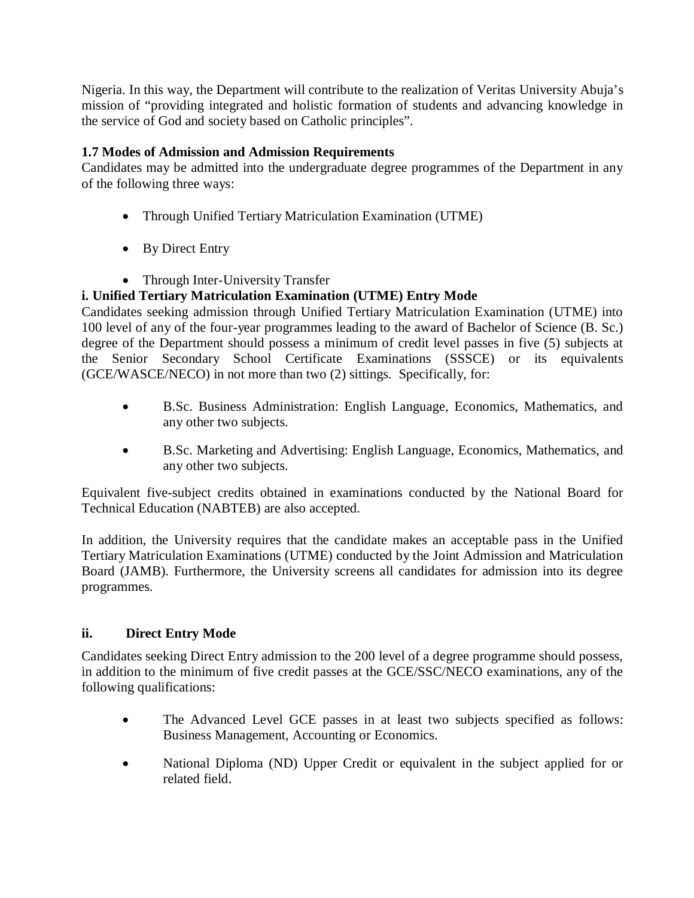Nigeria. In this way, the Department will contribute to the realization of Veritas University Abuja's mission of "providing integrated and holistic formation of students and advancing knowledge in the service of God and society based on Catholic principles".

### 1.7 Modes of Admission and Admission Requirements

Candidates may be admitted into the undergraduate degree programmes of the Department in any of the following three ways:

- Through Unified Tertiary Matriculation Examination (UTME)
- By Direct Entry
- Through Inter-University Transfer

#### i. Unified Tertiary Matriculation Examination (UTME) Entry Mode

Candidates seeking admission through Unified Tertiary Matriculation Examination (UTME) into 100 level of any of the four-year programmes leading to the award of Bachelor of Science (B. Sc.) degree of the Department should possess a minimum of credit level passes in five (5) subjects at the Senior Secondary School Certificate Examinations (SSSCE) or its equivalents (GCE/WASCE/NECO) in not more than two (2) sittings. Specifically, for:

- B.Sc. Business Administration: English Language, Economics, Mathematics, and any other two subjects.
- B.Sc. Marketing and Advertising: English Language, Economics, Mathematics, and any other two subjects.

Equivalent five-subject credits obtained in examinations conducted by the National Board for Technical Education (NABTEB) are also accepted.

In addition, the University requires that the candidate makes an acceptable pass in the Unified Tertiary Matriculation Examinations (UTME) conducted by the Joint Admission and Matriculation Board (JAMB). Furthermore, the University screens all candidates for admission into its degree programmes.

#### ii. Direct Entry Mode

Candidates seeking Direct Entry admission to the 200 level of a degree programme should possess, in addition to the minimum of five credit passes at the GCE/SSC/NECO examinations, any of the following qualifications:

- The Advanced Level GCE passes in at least two subjects specified as follows: Business Management, Accounting or Economics.
- National Diploma (ND) Upper Credit or equivalent in the subject applied for or related field.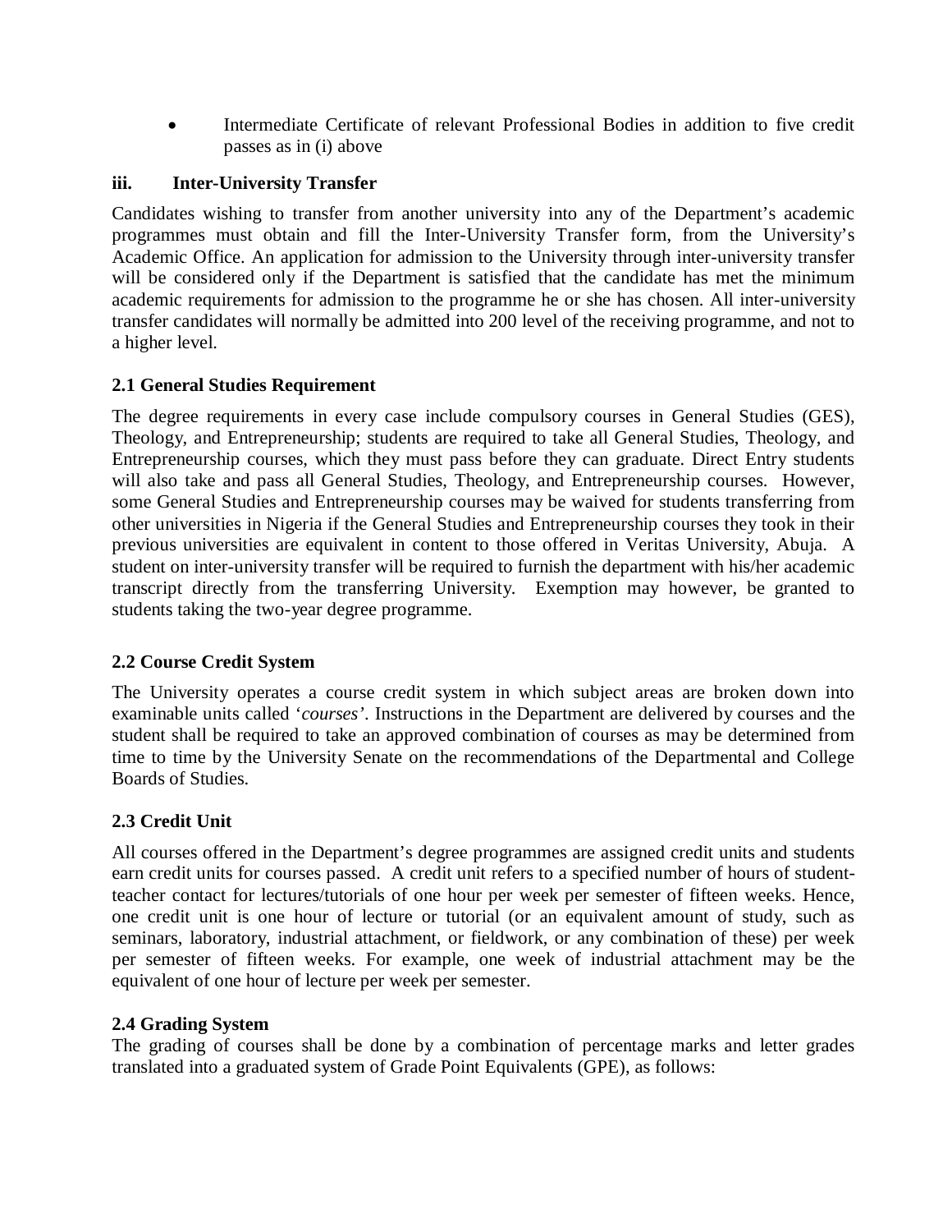- Intermediate Certificate of relevant Professional Bodies in addition to five credit passes as in (i) above

**iii. Inter-University Transfer**

Candidates wishing to transfer from another university into any of the Department's academic programmes must obtain and fill the Inter-University Transfer form, from the University's Academic Office. An application for admission to the University through inter-university transfer will be considered only if the Department is satisfied that the candidate has met the minimum academic requirements for admission to the programme he or she has chosen. All inter-university transfer candidates will normally be admitted into 200 level of the receiving programme, and not to a higher level.

### 2.1 General Studies Requirement

The degree requirements in every case include compulsory courses in General Studies (GES), Theology, and Entrepreneurship; students are required to take all General Studies, Theology, and Entrepreneurship courses, which they must pass before they can graduate. Direct Entry students will also take and pass all General Studies, Theology, and Entrepreneurship courses. However, some General Studies and Entrepreneurship courses may be waived for students transferring from other universities in Nigeria if the General Studies and Entrepreneurship courses they took in their previous universities are equivalent in content to those offered in Veritas University, Abuja. A student on inter-university transfer will be required to furnish the department with his/her academic transcript directly from the transferring University. Exemption may however, be granted to students taking the two-year degree programme.

### 2.2 Course Credit System

The University operates a course credit system in which subject areas are broken down into examinable units called '*courses*'. Instructions in the Department are delivered by courses and the student shall be required to take an approved combination of courses as may be determined from time to time by the University Senate on the recommendations of the Departmental and College Boards of Studies.

### 2.3 Credit Unit

All courses offered in the Department's degree programmes are assigned credit units and students earn credit units for courses passed. A credit unit refers to a specified number of hours of student-teacher contact for lectures/tutorials of one hour per week per semester of fifteen weeks. Hence, one credit unit is one hour of lecture or tutorial (or an equivalent amount of study, such as seminars, laboratory, industrial attachment, or fieldwork, or any combination of these) per week per semester of fifteen weeks. For example, one week of industrial attachment may be the equivalent of one hour of lecture per week per semester.

### 2.4 Grading System

The grading of courses shall be done by a combination of percentage marks and letter grades translated into a graduated system of Grade Point Equivalents (GPE), as follows: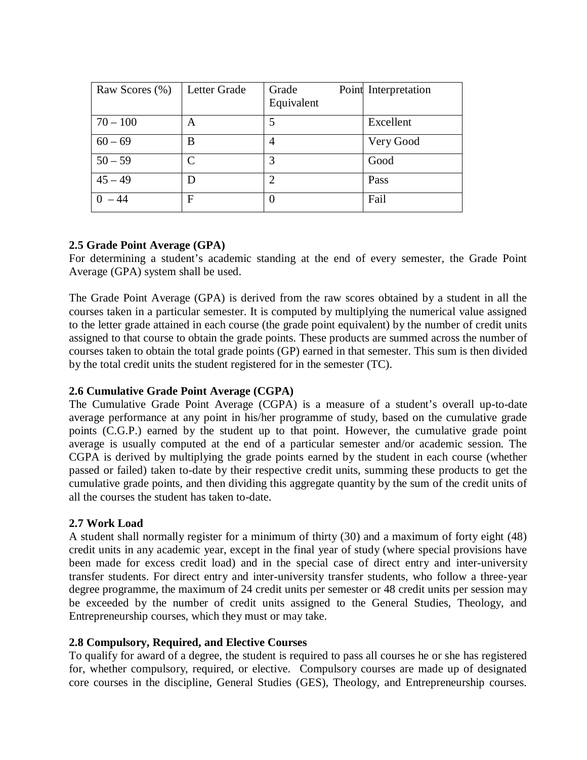| Raw Scores (%) | Letter Grade | Grade Point Equivalent | Interpretation |
|---|---|---|---|
| 70 – 100 | A | 5 | Excellent |
| 60 – 69 | B | 4 | Very Good |
| 50 – 59 | C | 3 | Good |
| 45 – 49 | D | 2 | Pass |
| 0 – 44 | F | 0 | Fail |

**2.5 Grade Point Average (GPA)**

For determining a student's academic standing at the end of every semester, the Grade Point Average (GPA) system shall be used.

The Grade Point Average (GPA) is derived from the raw scores obtained by a student in all the courses taken in a particular semester. It is computed by multiplying the numerical value assigned to the letter grade attained in each course (the grade point equivalent) by the number of credit units assigned to that course to obtain the grade points. These products are summed across the number of courses taken to obtain the total grade points (GP) earned in that semester. This sum is then divided by the total credit units the student registered for in the semester (TC).

**2.6 Cumulative Grade Point Average (CGPA)**

The Cumulative Grade Point Average (CGPA) is a measure of a student's overall up-to-date average performance at any point in his/her programme of study, based on the cumulative grade points (C.G.P.) earned by the student up to that point. However, the cumulative grade point average is usually computed at the end of a particular semester and/or academic session. The CGPA is derived by multiplying the grade points earned by the student in each course (whether passed or failed) taken to-date by their respective credit units, summing these products to get the cumulative grade points, and then dividing this aggregate quantity by the sum of the credit units of all the courses the student has taken to-date.

**2.7 Work Load**

A student shall normally register for a minimum of thirty (30) and a maximum of forty eight (48) credit units in any academic year, except in the final year of study (where special provisions have been made for excess credit load) and in the special case of direct entry and inter-university transfer students. For direct entry and inter-university transfer students, who follow a three-year degree programme, the maximum of 24 credit units per semester or 48 credit units per session may be exceeded by the number of credit units assigned to the General Studies, Theology, and Entrepreneurship courses, which they must or may take.

**2.8 Compulsory, Required, and Elective Courses**

To qualify for award of a degree, the student is required to pass all courses he or she has registered for, whether compulsory, required, or elective. Compulsory courses are made up of designated core courses in the discipline, General Studies (GES), Theology, and Entrepreneurship courses.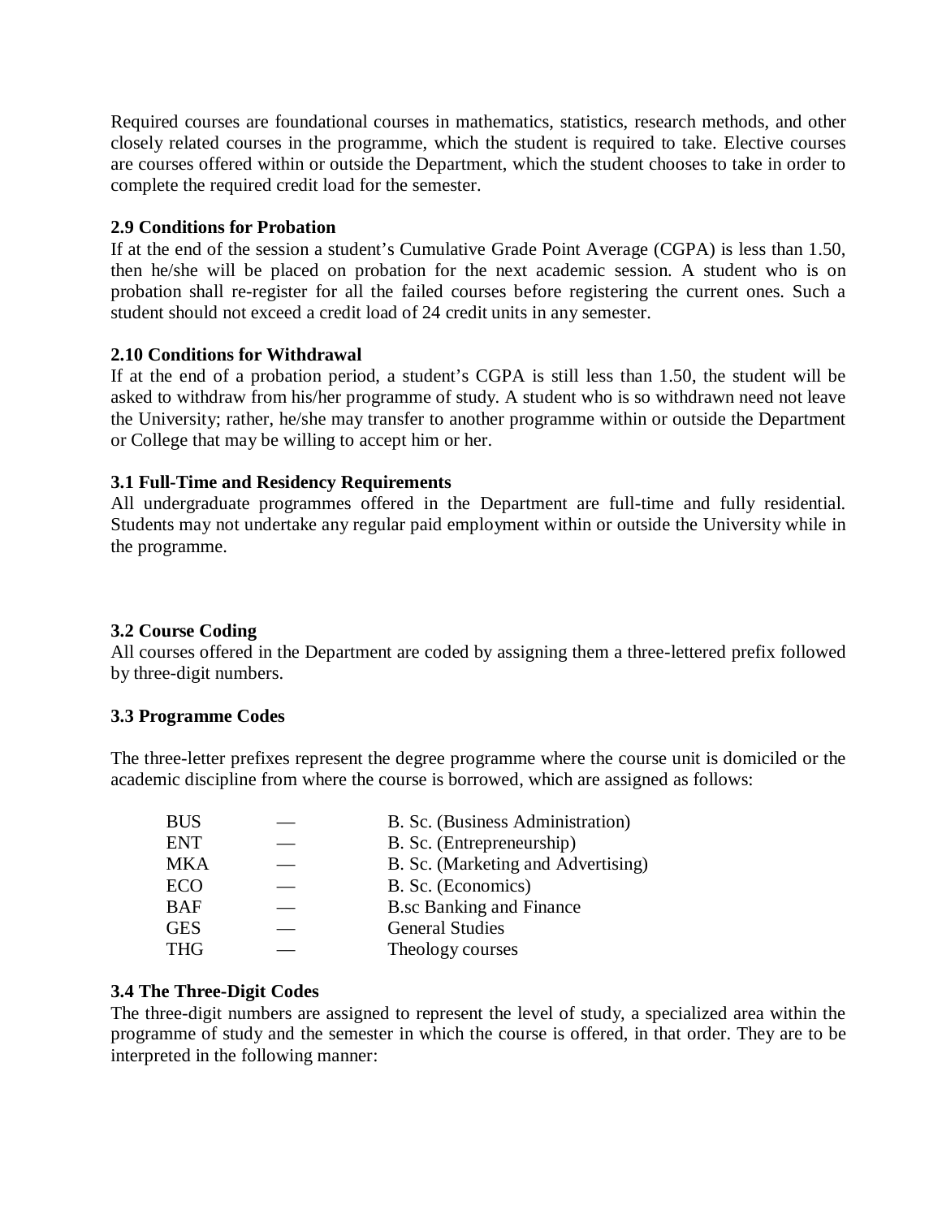Required courses are foundational courses in mathematics, statistics, research methods, and other closely related courses in the programme, which the student is required to take. Elective courses are courses offered within or outside the Department, which the student chooses to take in order to complete the required credit load for the semester.

**2.9 Conditions for Probation**

If at the end of the session a student's Cumulative Grade Point Average (CGPA) is less than 1.50, then he/she will be placed on probation for the next academic session. A student who is on probation shall re-register for all the failed courses before registering the current ones. Such a student should not exceed a credit load of 24 credit units in any semester.

**2.10 Conditions for Withdrawal**

If at the end of a probation period, a student's CGPA is still less than 1.50, the student will be asked to withdraw from his/her programme of study. A student who is so withdrawn need not leave the University; rather, he/she may transfer to another programme within or outside the Department or College that may be willing to accept him or her.

**3.1 Full-Time and Residency Requirements**

All undergraduate programmes offered in the Department are full-time and fully residential. Students may not undertake any regular paid employment within or outside the University while in the programme.

**3.2 Course Coding**

All courses offered in the Department are coded by assigning them a three-lettered prefix followed by three-digit numbers.

**3.3 Programme Codes**

The three-letter prefixes represent the degree programme where the course unit is domiciled or the academic discipline from where the course is borrowed, which are assigned as follows:

| | | |
|---|---|---|
| BUS | — | B. Sc. (Business Administration) |
| ENT | — | B. Sc. (Entrepreneurship) |
| MKA | — | B. Sc. (Marketing and Advertising) |
| ECO | — | B. Sc. (Economics) |
| BAF | — | B.sc Banking and Finance |
| GES | — | General Studies |
| THG | — | Theology courses |

**3.4 The Three-Digit Codes**

The three-digit numbers are assigned to represent the level of study, a specialized area within the programme of study and the semester in which the course is offered, in that order. They are to be interpreted in the following manner: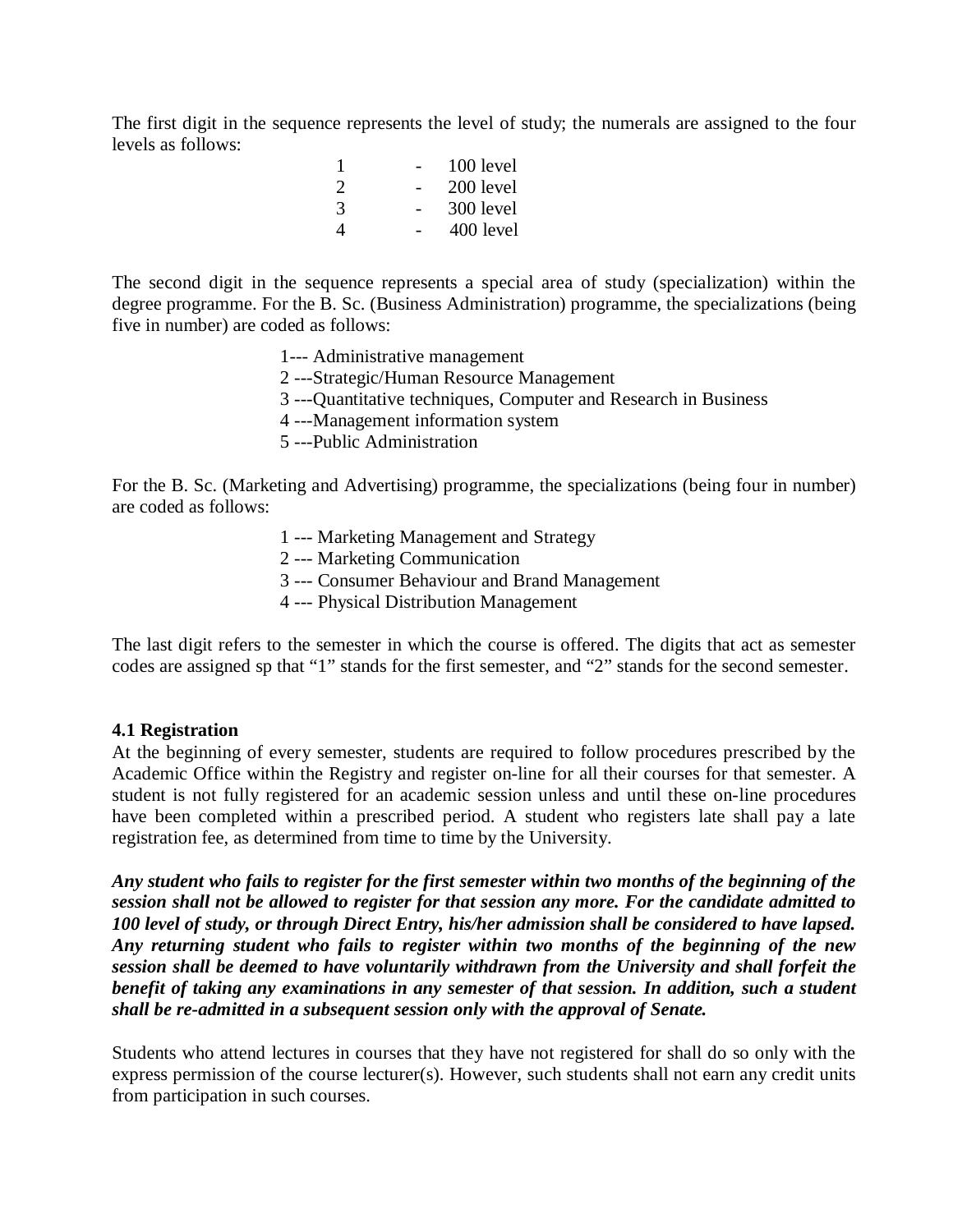The first digit in the sequence represents the level of study; the numerals are assigned to the four levels as follows:

1 - 100 level
2 - 200 level
3 - 300 level
4 - 400 level

The second digit in the sequence represents a special area of study (specialization) within the degree programme. For the B. Sc. (Business Administration) programme, the specializations (being five in number) are coded as follows:

1--- Administrative management
2 ---Strategic/Human Resource Management
3 ---Quantitative techniques, Computer and Research in Business
4 ---Management information system
5 ---Public Administration

For the B. Sc. (Marketing and Advertising) programme, the specializations (being four in number) are coded as follows:

1 --- Marketing Management and Strategy
2 --- Marketing Communication
3 --- Consumer Behaviour and Brand Management
4 --- Physical Distribution Management

The last digit refers to the semester in which the course is offered. The digits that act as semester codes are assigned sp that "1" stands for the first semester, and "2" stands for the second semester.

### 4.1 Registration

At the beginning of every semester, students are required to follow procedures prescribed by the Academic Office within the Registry and register on-line for all their courses for that semester. A student is not fully registered for an academic session unless and until these on-line procedures have been completed within a prescribed period. A student who registers late shall pay a late registration fee, as determined from time to time by the University.

***Any student who fails to register for the first semester within two months of the beginning of the session shall not be allowed to register for that session any more. For the candidate admitted to 100 level of study, or through Direct Entry, his/her admission shall be considered to have lapsed. Any returning student who fails to register within two months of the beginning of the new session shall be deemed to have voluntarily withdrawn from the University and shall forfeit the benefit of taking any examinations in any semester of that session. In addition, such a student shall be re-admitted in a subsequent session only with the approval of Senate.***

Students who attend lectures in courses that they have not registered for shall do so only with the express permission of the course lecturer(s). However, such students shall not earn any credit units from participation in such courses.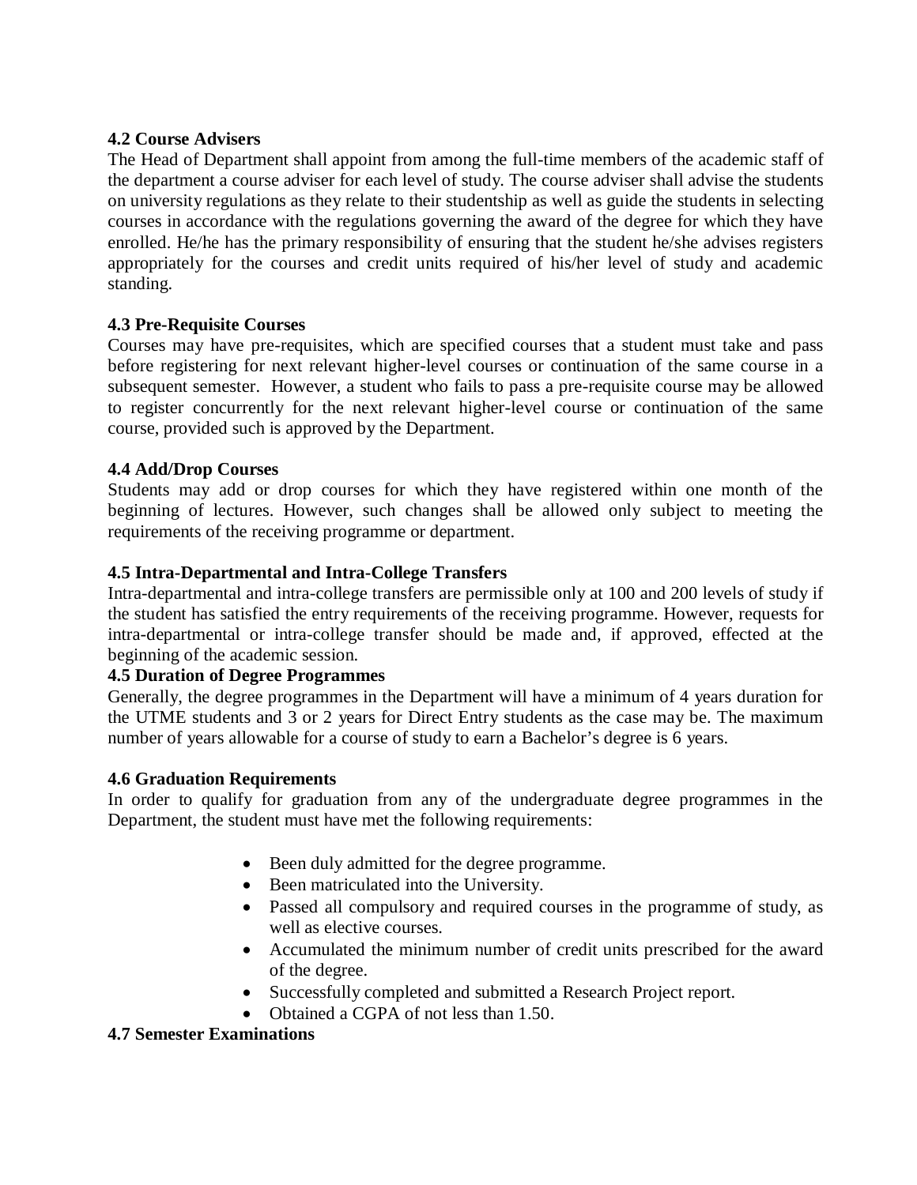### 4.2 Course Advisers

The Head of Department shall appoint from among the full-time members of the academic staff of the department a course adviser for each level of study. The course adviser shall advise the students on university regulations as they relate to their studentship as well as guide the students in selecting courses in accordance with the regulations governing the award of the degree for which they have enrolled. He/he has the primary responsibility of ensuring that the student he/she advises registers appropriately for the courses and credit units required of his/her level of study and academic standing.

### 4.3 Pre-Requisite Courses

Courses may have pre-requisites, which are specified courses that a student must take and pass before registering for next relevant higher-level courses or continuation of the same course in a subsequent semester. However, a student who fails to pass a pre-requisite course may be allowed to register concurrently for the next relevant higher-level course or continuation of the same course, provided such is approved by the Department.

### 4.4 Add/Drop Courses

Students may add or drop courses for which they have registered within one month of the beginning of lectures. However, such changes shall be allowed only subject to meeting the requirements of the receiving programme or department.

### 4.5 Intra-Departmental and Intra-College Transfers

Intra-departmental and intra-college transfers are permissible only at 100 and 200 levels of study if the student has satisfied the entry requirements of the receiving programme. However, requests for intra-departmental or intra-college transfer should be made and, if approved, effected at the beginning of the academic session.

### 4.5 Duration of Degree Programmes

Generally, the degree programmes in the Department will have a minimum of 4 years duration for the UTME students and 3 or 2 years for Direct Entry students as the case may be. The maximum number of years allowable for a course of study to earn a Bachelor's degree is 6 years.

### 4.6 Graduation Requirements

In order to qualify for graduation from any of the undergraduate degree programmes in the Department, the student must have met the following requirements:

- Been duly admitted for the degree programme.
- Been matriculated into the University.
- Passed all compulsory and required courses in the programme of study, as well as elective courses.
- Accumulated the minimum number of credit units prescribed for the award of the degree.
- Successfully completed and submitted a Research Project report.
- Obtained a CGPA of not less than 1.50.

### 4.7 Semester Examinations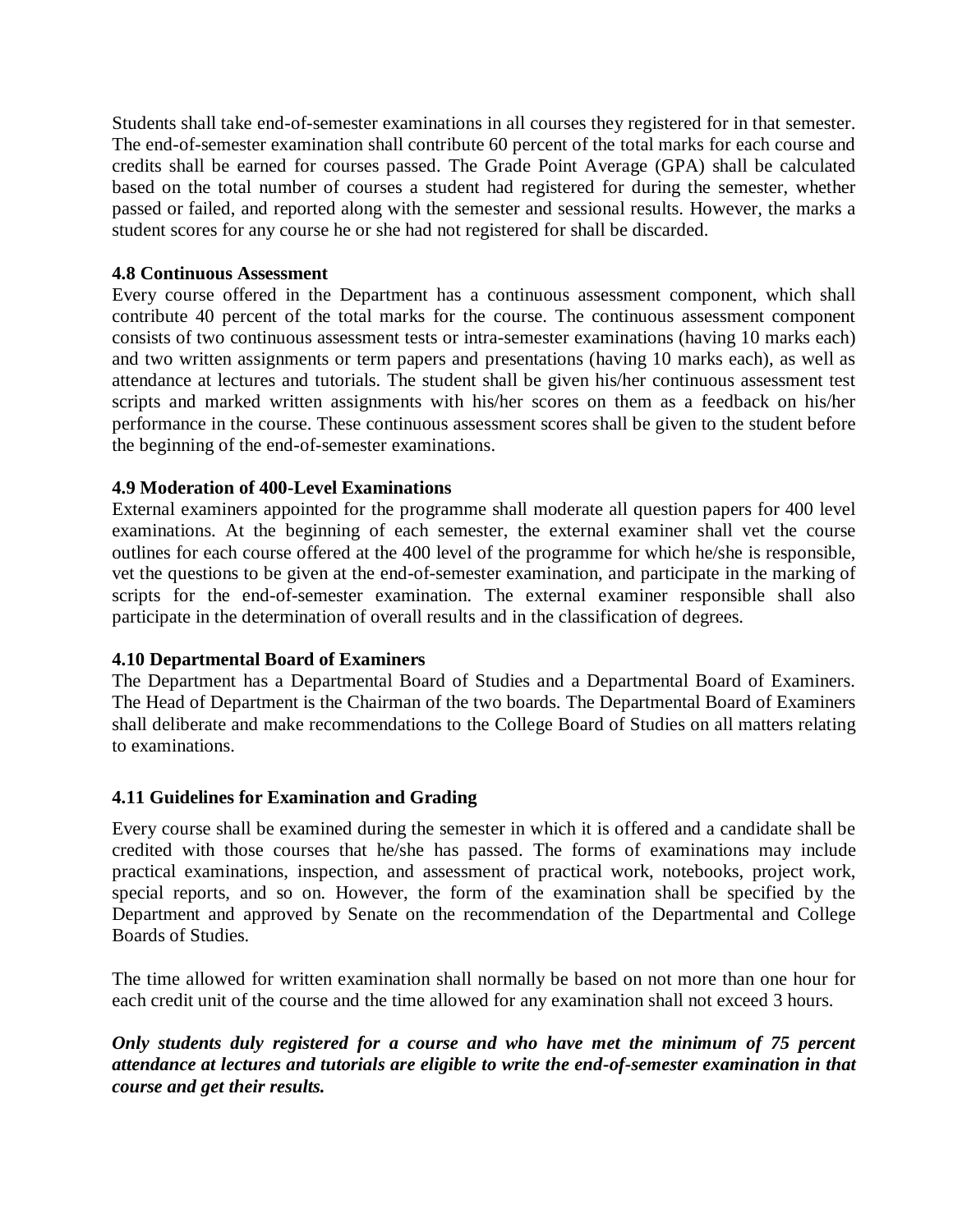Students shall take end-of-semester examinations in all courses they registered for in that semester. The end-of-semester examination shall contribute 60 percent of the total marks for each course and credits shall be earned for courses passed. The Grade Point Average (GPA) shall be calculated based on the total number of courses a student had registered for during the semester, whether passed or failed, and reported along with the semester and sessional results. However, the marks a student scores for any course he or she had not registered for shall be discarded.

### 4.8 Continuous Assessment

Every course offered in the Department has a continuous assessment component, which shall contribute 40 percent of the total marks for the course. The continuous assessment component consists of two continuous assessment tests or intra-semester examinations (having 10 marks each) and two written assignments or term papers and presentations (having 10 marks each), as well as attendance at lectures and tutorials. The student shall be given his/her continuous assessment test scripts and marked written assignments with his/her scores on them as a feedback on his/her performance in the course. These continuous assessment scores shall be given to the student before the beginning of the end-of-semester examinations.

### 4.9 Moderation of 400-Level Examinations

External examiners appointed for the programme shall moderate all question papers for 400 level examinations. At the beginning of each semester, the external examiner shall vet the course outlines for each course offered at the 400 level of the programme for which he/she is responsible, vet the questions to be given at the end-of-semester examination, and participate in the marking of scripts for the end-of-semester examination. The external examiner responsible shall also participate in the determination of overall results and in the classification of degrees.

### 4.10 Departmental Board of Examiners

The Department has a Departmental Board of Studies and a Departmental Board of Examiners. The Head of Department is the Chairman of the two boards. The Departmental Board of Examiners shall deliberate and make recommendations to the College Board of Studies on all matters relating to examinations.

### 4.11 Guidelines for Examination and Grading

Every course shall be examined during the semester in which it is offered and a candidate shall be credited with those courses that he/she has passed. The forms of examinations may include practical examinations, inspection, and assessment of practical work, notebooks, project work, special reports, and so on. However, the form of the examination shall be specified by the Department and approved by Senate on the recommendation of the Departmental and College Boards of Studies.

The time allowed for written examination shall normally be based on not more than one hour for each credit unit of the course and the time allowed for any examination shall not exceed 3 hours.

***Only students duly registered for a course and who have met the minimum of 75 percent attendance at lectures and tutorials are eligible to write the end-of-semester examination in that course and get their results.***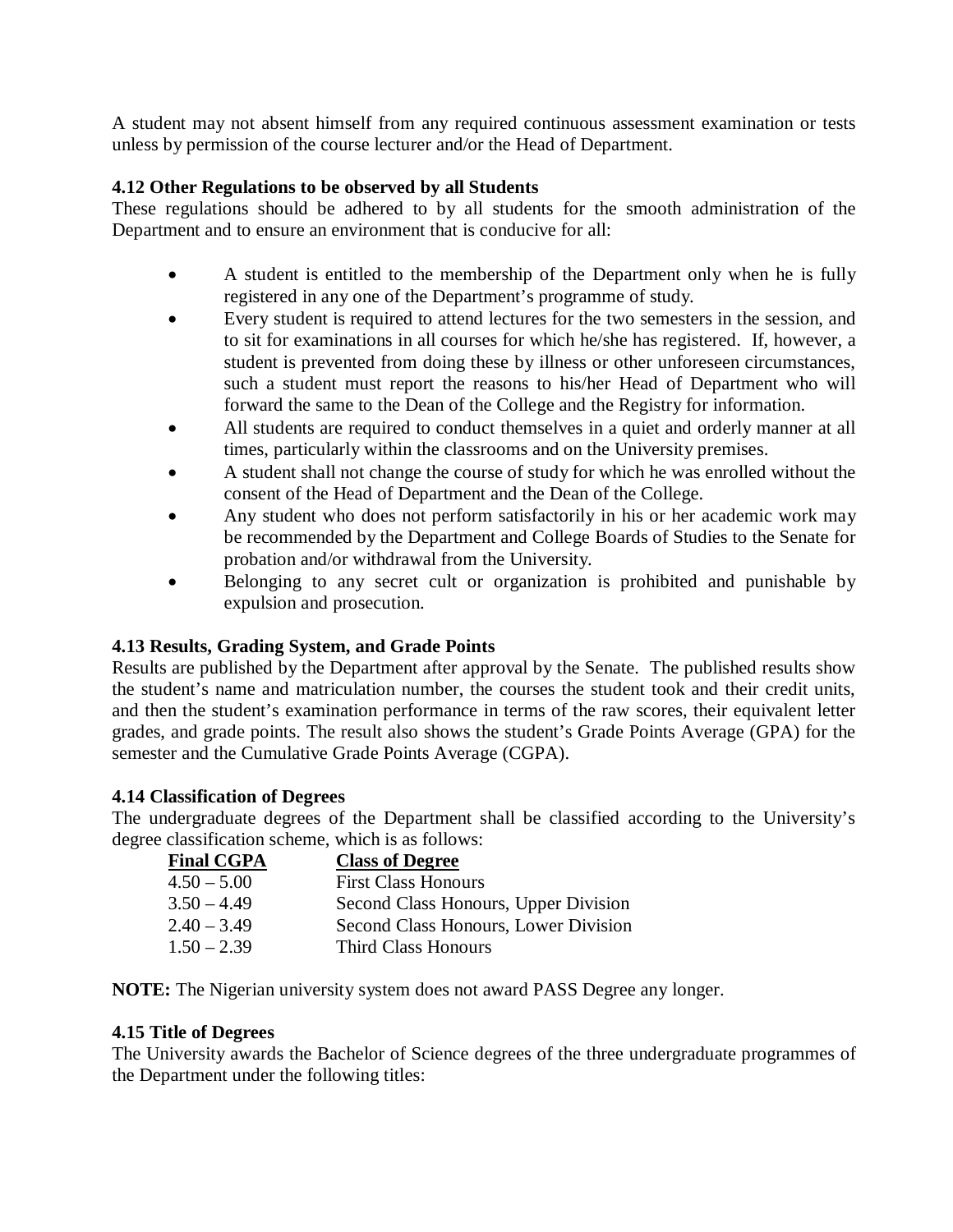A student may not absent himself from any required continuous assessment examination or tests unless by permission of the course lecturer and/or the Head of Department.

### 4.12 Other Regulations to be observed by all Students

These regulations should be adhered to by all students for the smooth administration of the Department and to ensure an environment that is conducive for all:

- A student is entitled to the membership of the Department only when he is fully registered in any one of the Department's programme of study.
- Every student is required to attend lectures for the two semesters in the session, and to sit for examinations in all courses for which he/she has registered. If, however, a student is prevented from doing these by illness or other unforeseen circumstances, such a student must report the reasons to his/her Head of Department who will forward the same to the Dean of the College and the Registry for information.
- All students are required to conduct themselves in a quiet and orderly manner at all times, particularly within the classrooms and on the University premises.
- A student shall not change the course of study for which he was enrolled without the consent of the Head of Department and the Dean of the College.
- Any student who does not perform satisfactorily in his or her academic work may be recommended by the Department and College Boards of Studies to the Senate for probation and/or withdrawal from the University.
- Belonging to any secret cult or organization is prohibited and punishable by expulsion and prosecution.

### 4.13 Results, Grading System, and Grade Points

Results are published by the Department after approval by the Senate. The published results show the student's name and matriculation number, the courses the student took and their credit units, and then the student's examination performance in terms of the raw scores, their equivalent letter grades, and grade points. The result also shows the student's Grade Points Average (GPA) for the semester and the Cumulative Grade Points Average (CGPA).

### 4.14 Classification of Degrees

The undergraduate degrees of the Department shall be classified according to the University's degree classification scheme, which is as follows:

| Final CGPA | Class of Degree |
|---|---|
| 4.50 – 5.00 | First Class Honours |
| 3.50 – 4.49 | Second Class Honours, Upper Division |
| 2.40 – 3.49 | Second Class Honours, Lower Division |
| 1.50 – 2.39 | Third Class Honours |

**NOTE:** The Nigerian university system does not award PASS Degree any longer.

### 4.15 Title of Degrees

The University awards the Bachelor of Science degrees of the three undergraduate programmes of the Department under the following titles: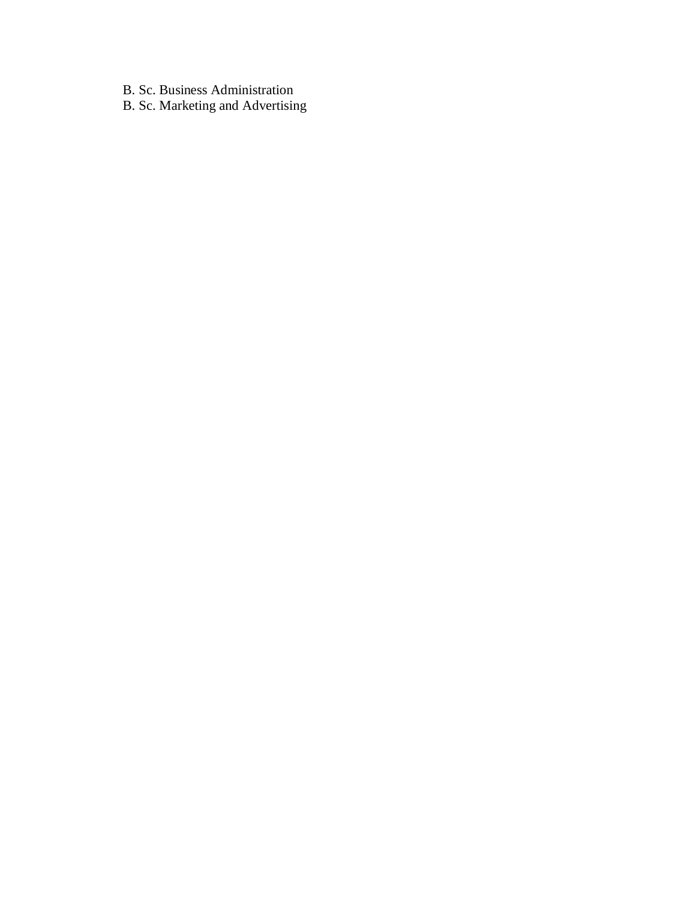B. Sc. Business Administration
B. Sc. Marketing and Advertising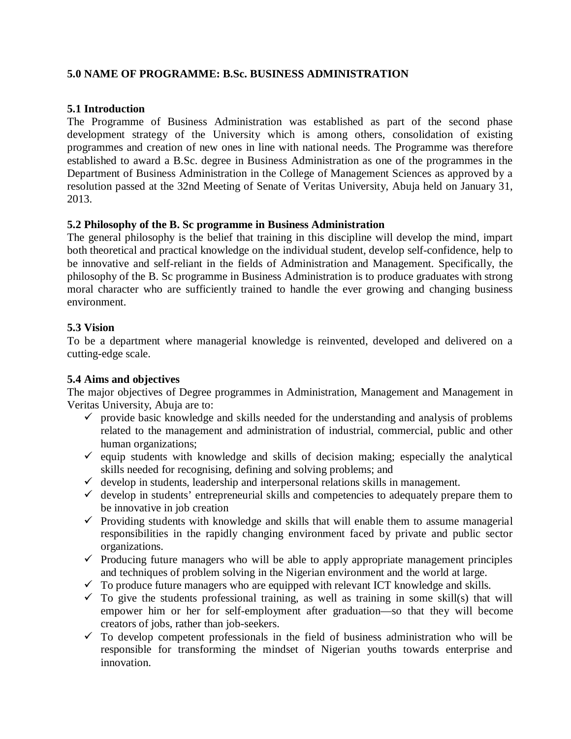## 5.0 NAME OF PROGRAMME: B.Sc. BUSINESS ADMINISTRATION

### 5.1 Introduction

The Programme of Business Administration was established as part of the second phase development strategy of the University which is among others, consolidation of existing programmes and creation of new ones in line with national needs. The Programme was therefore established to award a B.Sc. degree in Business Administration as one of the programmes in the Department of Business Administration in the College of Management Sciences as approved by a resolution passed at the 32nd Meeting of Senate of Veritas University, Abuja held on January 31, 2013.

### 5.2 Philosophy of the B. Sc programme in Business Administration

The general philosophy is the belief that training in this discipline will develop the mind, impart both theoretical and practical knowledge on the individual student, develop self-confidence, help to be innovative and self-reliant in the fields of Administration and Management. Specifically, the philosophy of the B. Sc programme in Business Administration is to produce graduates with strong moral character who are sufficiently trained to handle the ever growing and changing business environment.

### 5.3 Vision

To be a department where managerial knowledge is reinvented, developed and delivered on a cutting-edge scale.

### 5.4 Aims and objectives

The major objectives of Degree programmes in Administration, Management and Management in Veritas University, Abuja are to:

- ✓ provide basic knowledge and skills needed for the understanding and analysis of problems related to the management and administration of industrial, commercial, public and other human organizations;
- ✓ equip students with knowledge and skills of decision making; especially the analytical skills needed for recognising, defining and solving problems; and
- ✓ develop in students, leadership and interpersonal relations skills in management.
- ✓ develop in students' entrepreneurial skills and competencies to adequately prepare them to be innovative in job creation
- ✓ Providing students with knowledge and skills that will enable them to assume managerial responsibilities in the rapidly changing environment faced by private and public sector organizations.
- ✓ Producing future managers who will be able to apply appropriate management principles and techniques of problem solving in the Nigerian environment and the world at large.
- ✓ To produce future managers who are equipped with relevant ICT knowledge and skills.
- ✓ To give the students professional training, as well as training in some skill(s) that will empower him or her for self-employment after graduation—so that they will become creators of jobs, rather than job-seekers.
- ✓ To develop competent professionals in the field of business administration who will be responsible for transforming the mindset of Nigerian youths towards enterprise and innovation.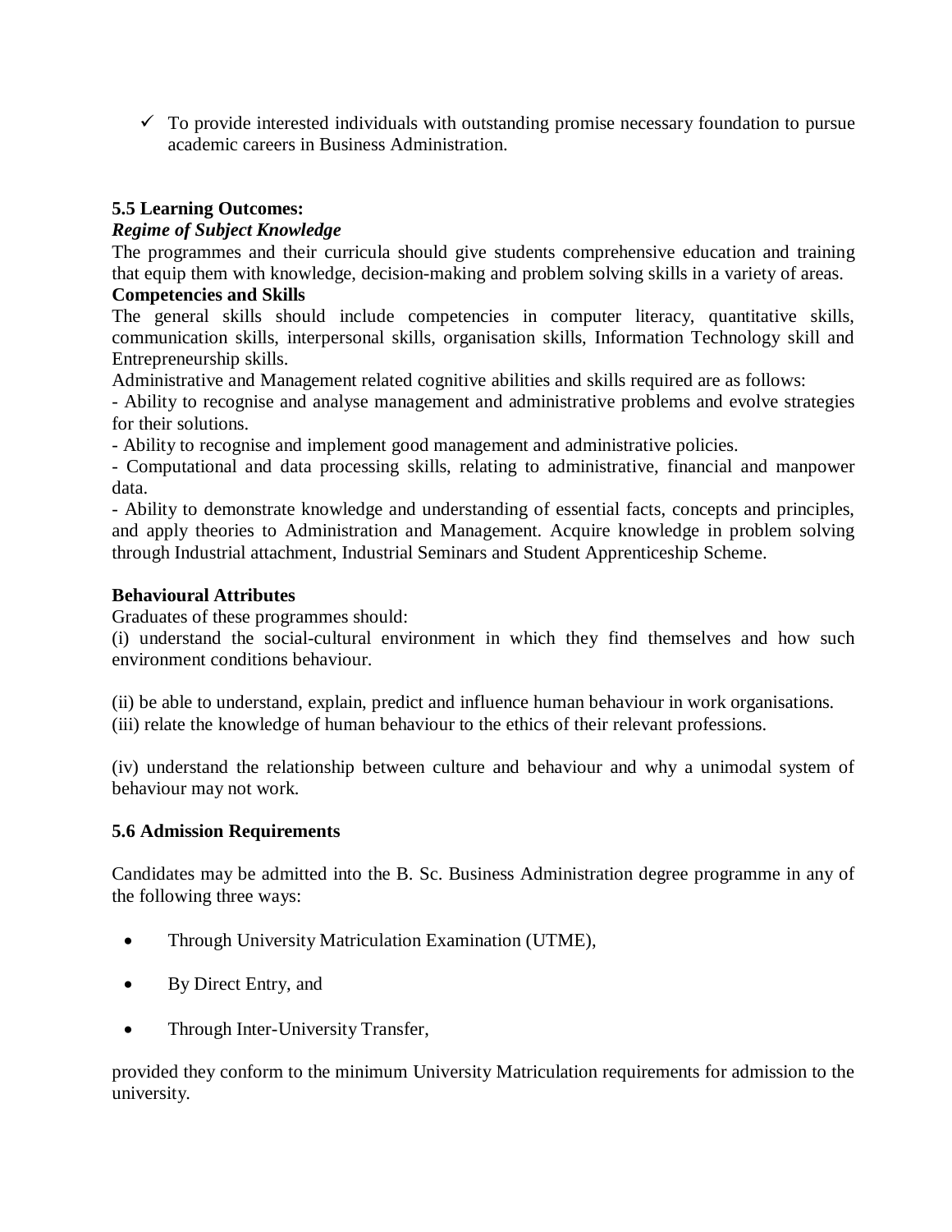- ✓ To provide interested individuals with outstanding promise necessary foundation to pursue academic careers in Business Administration.

**5.5 Learning Outcomes:**

***Regime of Subject Knowledge***

The programmes and their curricula should give students comprehensive education and training that equip them with knowledge, decision-making and problem solving skills in a variety of areas.

**Competencies and Skills**

The general skills should include competencies in computer literacy, quantitative skills, communication skills, interpersonal skills, organisation skills, Information Technology skill and Entrepreneurship skills.

Administrative and Management related cognitive abilities and skills required are as follows:

- Ability to recognise and analyse management and administrative problems and evolve strategies for their solutions.
- Ability to recognise and implement good management and administrative policies.
- Computational and data processing skills, relating to administrative, financial and manpower data.
- Ability to demonstrate knowledge and understanding of essential facts, concepts and principles, and apply theories to Administration and Management. Acquire knowledge in problem solving through Industrial attachment, Industrial Seminars and Student Apprenticeship Scheme.

**Behavioural Attributes**

Graduates of these programmes should:

(i) understand the social-cultural environment in which they find themselves and how such environment conditions behaviour.

(ii) be able to understand, explain, predict and influence human behaviour in work organisations.

(iii) relate the knowledge of human behaviour to the ethics of their relevant professions.

(iv) understand the relationship between culture and behaviour and why a unimodal system of behaviour may not work.

**5.6 Admission Requirements**

Candidates may be admitted into the B. Sc. Business Administration degree programme in any of the following three ways:

- Through University Matriculation Examination (UTME),
- By Direct Entry, and
- Through Inter-University Transfer,

provided they conform to the minimum University Matriculation requirements for admission to the university.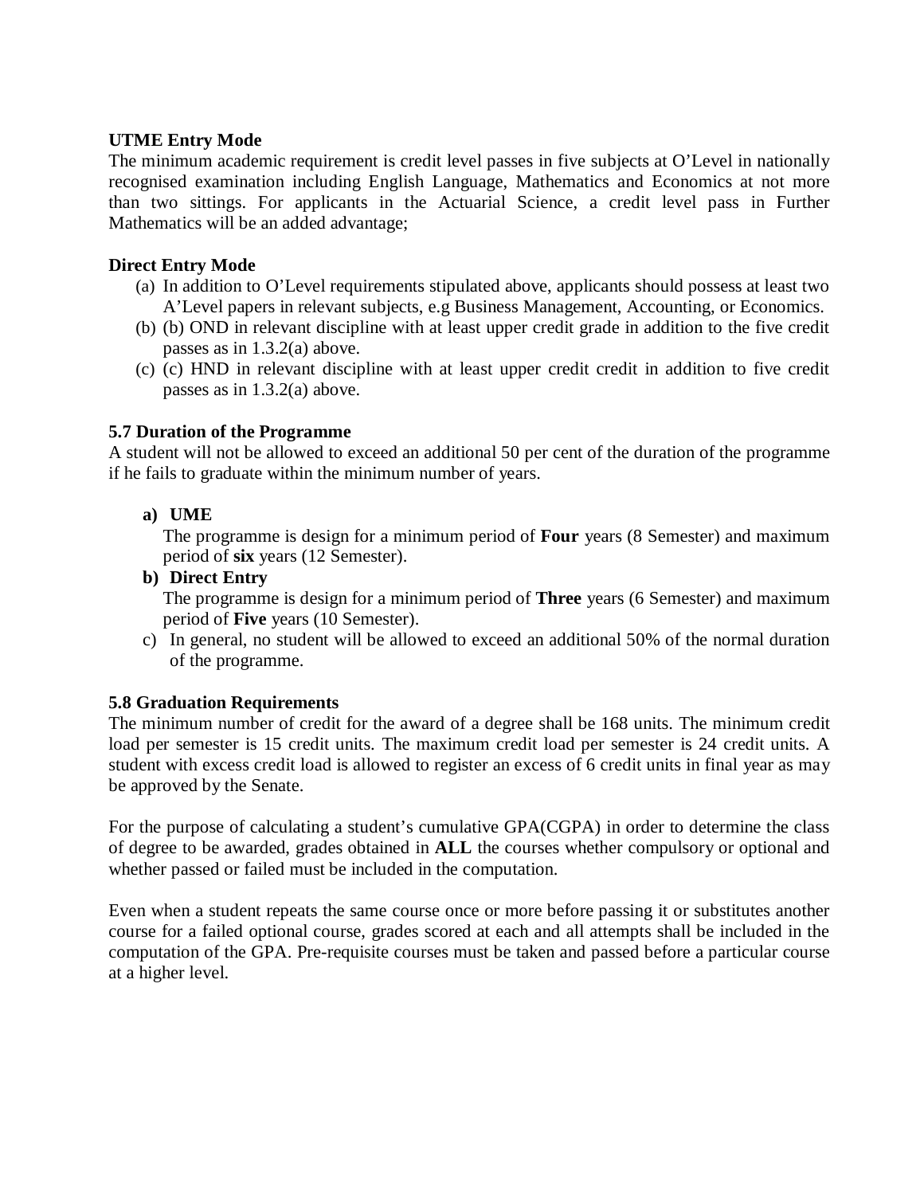**UTME Entry Mode**

The minimum academic requirement is credit level passes in five subjects at O'Level in nationally recognised examination including English Language, Mathematics and Economics at not more than two sittings. For applicants in the Actuarial Science, a credit level pass in Further Mathematics will be an added advantage;

**Direct Entry Mode**

(a) In addition to O'Level requirements stipulated above, applicants should possess at least two A'Level papers in relevant subjects, e.g Business Management, Accounting, or Economics.
(b) (b) OND in relevant discipline with at least upper credit grade in addition to the five credit passes as in 1.3.2(a) above.
(c) (c) HND in relevant discipline with at least upper credit credit in addition to five credit passes as in 1.3.2(a) above.

**5.7 Duration of the Programme**

A student will not be allowed to exceed an additional 50 per cent of the duration of the programme if he fails to graduate within the minimum number of years.

a) **UME**
   The programme is design for a minimum period of **Four** years (8 Semester) and maximum period of **six** years (12 Semester).
b) **Direct Entry**
   The programme is design for a minimum period of **Three** years (6 Semester) and maximum period of **Five** years (10 Semester).
c) In general, no student will be allowed to exceed an additional 50% of the normal duration of the programme.

**5.8 Graduation Requirements**

The minimum number of credit for the award of a degree shall be 168 units. The minimum credit load per semester is 15 credit units. The maximum credit load per semester is 24 credit units. A student with excess credit load is allowed to register an excess of 6 credit units in final year as may be approved by the Senate.

For the purpose of calculating a student's cumulative GPA(CGPA) in order to determine the class of degree to be awarded, grades obtained in **ALL** the courses whether compulsory or optional and whether passed or failed must be included in the computation.

Even when a student repeats the same course once or more before passing it or substitutes another course for a failed optional course, grades scored at each and all attempts shall be included in the computation of the GPA. Pre-requisite courses must be taken and passed before a particular course at a higher level.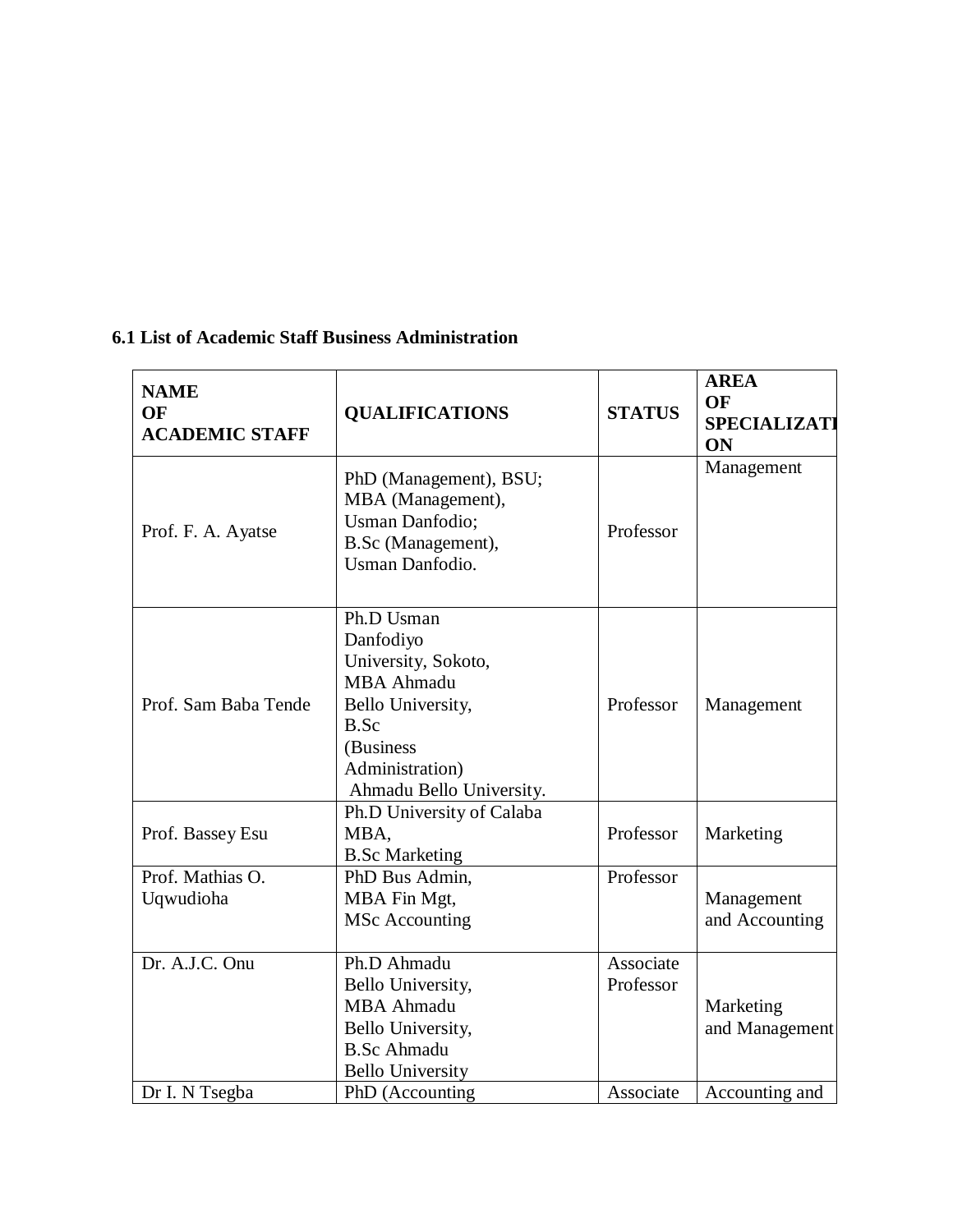**6.1 List of Academic Staff Business Administration**

| NAME OF ACADEMIC STAFF | QUALIFICATIONS | STATUS | AREA OF SPECIALIZATION |
|---|---|---|---|
| Prof. F. A. Ayatse | PhD (Management), BSU; MBA (Management), Usman Danfodio; B.Sc (Management), Usman Danfodio. | Professor | Management |
| Prof. Sam Baba Tende | Ph.D Usman Danfodiyo University, Sokoto, MBA Ahmadu Bello University, B.Sc (Business Administration) Ahmadu Bello University. | Professor | Management |
| Prof. Bassey Esu | Ph.D University of Calaba MBA, B.Sc Marketing | Professor | Marketing |
| Prof. Mathias O. Uqwudioha | PhD Bus Admin, MBA Fin Mgt, MSc Accounting | Professor | Management and Accounting |
| Dr. A.J.C. Onu | Ph.D Ahmadu Bello University, MBA Ahmadu Bello University, B.Sc Ahmadu Bello University | Associate Professor | Marketing and Management |
| Dr I. N Tsegba | PhD (Accounting | Associate | Accounting and |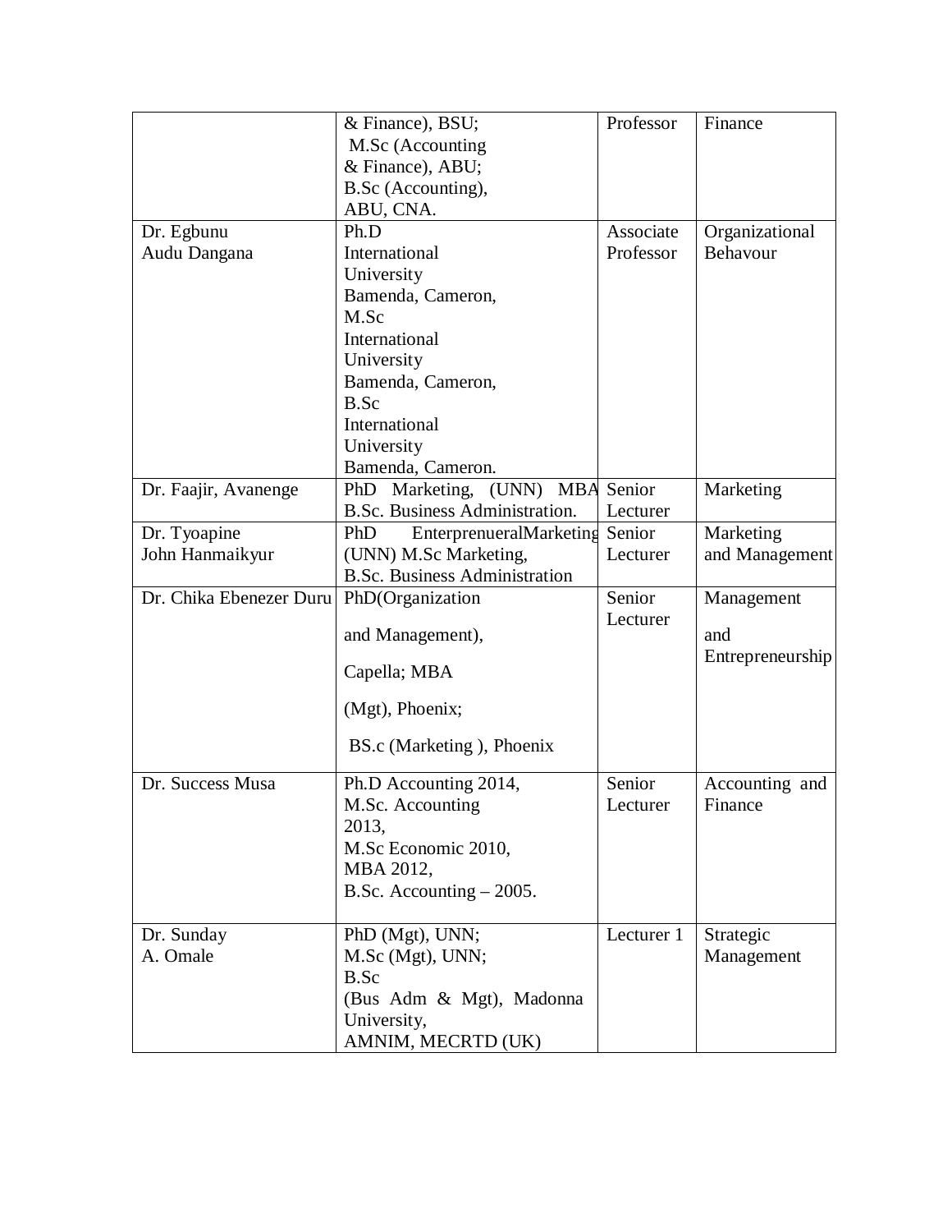| | | | |
|---|---|---|---|
| | & Finance), BSU; M.Sc (Accounting & Finance), ABU; B.Sc (Accounting), ABU, CNA. | Professor | Finance |
| Dr. Egbunu Audu Dangana | Ph.D International University Bamenda, Cameron, M.Sc International University Bamenda, Cameron, B.Sc International University Bamenda, Cameron. | Associate Professor | Organizational Behavour |
| Dr. Faajir, Avanenge | PhD Marketing, (UNN) MBA B.Sc. Business Administration. | Senior Lecturer | Marketing |
| Dr. Tyoapine John Hanmaikyur | PhD EnterprenueralMarketing (UNN) M.Sc Marketing, B.Sc. Business Administration | Senior Lecturer | Marketing and Management |
| Dr. Chika Ebenezer Duru | PhD(Organization and Management), Capella; MBA (Mgt), Phoenix; BS.c (Marketing ), Phoenix | Senior Lecturer | Management and Entrepreneurship |
| Dr. Success Musa | Ph.D Accounting 2014, M.Sc. Accounting 2013, M.Sc Economic 2010, MBA 2012, B.Sc. Accounting – 2005. | Senior Lecturer | Accounting and Finance |
| Dr. Sunday A. Omale | PhD (Mgt), UNN; M.Sc (Mgt), UNN; B.Sc (Bus Adm & Mgt), Madonna University, AMNIM, MECRTD (UK) | Lecturer 1 | Strategic Management |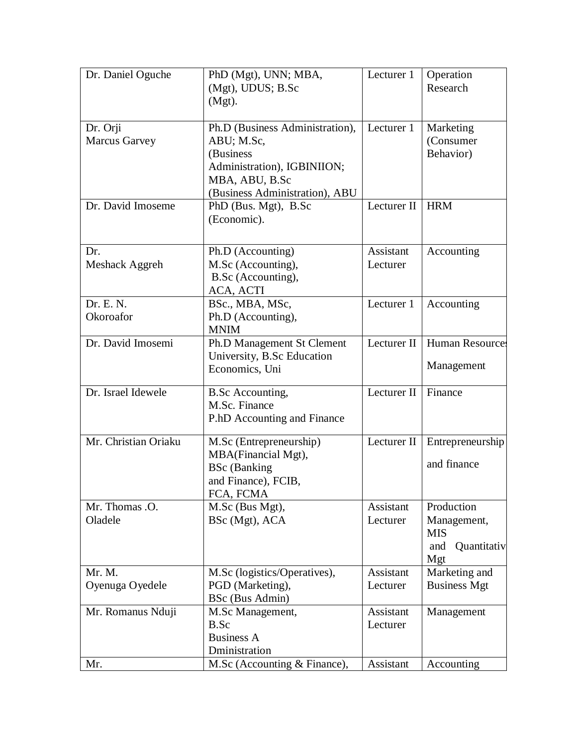| | | | |
|---|---|---|---|
| Dr. Daniel Oguche | PhD (Mgt), UNN; MBA, (Mgt), UDUS; B.Sc (Mgt). | Lecturer 1 | Operation Research |
| Dr. Orji Marcus Garvey | Ph.D (Business Administration), ABU; M.Sc, (Business Administration), IGBINIION; MBA, ABU, B.Sc (Business Administration), ABU | Lecturer 1 | Marketing (Consumer Behavior) |
| Dr. David Imoseme | PhD (Bus. Mgt), B.Sc (Economic). | Lecturer II | HRM |
| Dr. Meshack Aggreh | Ph.D (Accounting) M.Sc (Accounting), B.Sc (Accounting), ACA, ACTI | Assistant Lecturer | Accounting |
| Dr. E. N. Okoroafor | BSc., MBA, MSc, Ph.D (Accounting), MNIM | Lecturer 1 | Accounting |
| Dr. David Imosemi | Ph.D Management St Clement University, B.Sc Education Economics, Uni | Lecturer II | Human Resources Management |
| Dr. Israel Idewele | B.Sc Accounting, M.Sc. Finance P.hD Accounting and Finance | Lecturer II | Finance |
| Mr. Christian Oriaku | M.Sc (Entrepreneurship) MBA(Financial Mgt), BSc (Banking and Finance), FCIB, FCA, FCMA | Lecturer II | Entrepreneurship and finance |
| Mr. Thomas .O. Oladele | M.Sc (Bus Mgt), BSc (Mgt), ACA | Assistant Lecturer | Production Management, MIS and Quantitativ Mgt |
| Mr. M. Oyenuga Oyedele | M.Sc (logistics/Operatives), PGD (Marketing), BSc (Bus Admin) | Assistant Lecturer | Marketing and Business Mgt |
| Mr. Romanus Nduji | M.Sc Management, B.Sc Business A Dministration | Assistant Lecturer | Management |
| Mr. | M.Sc (Accounting & Finance), | Assistant | Accounting |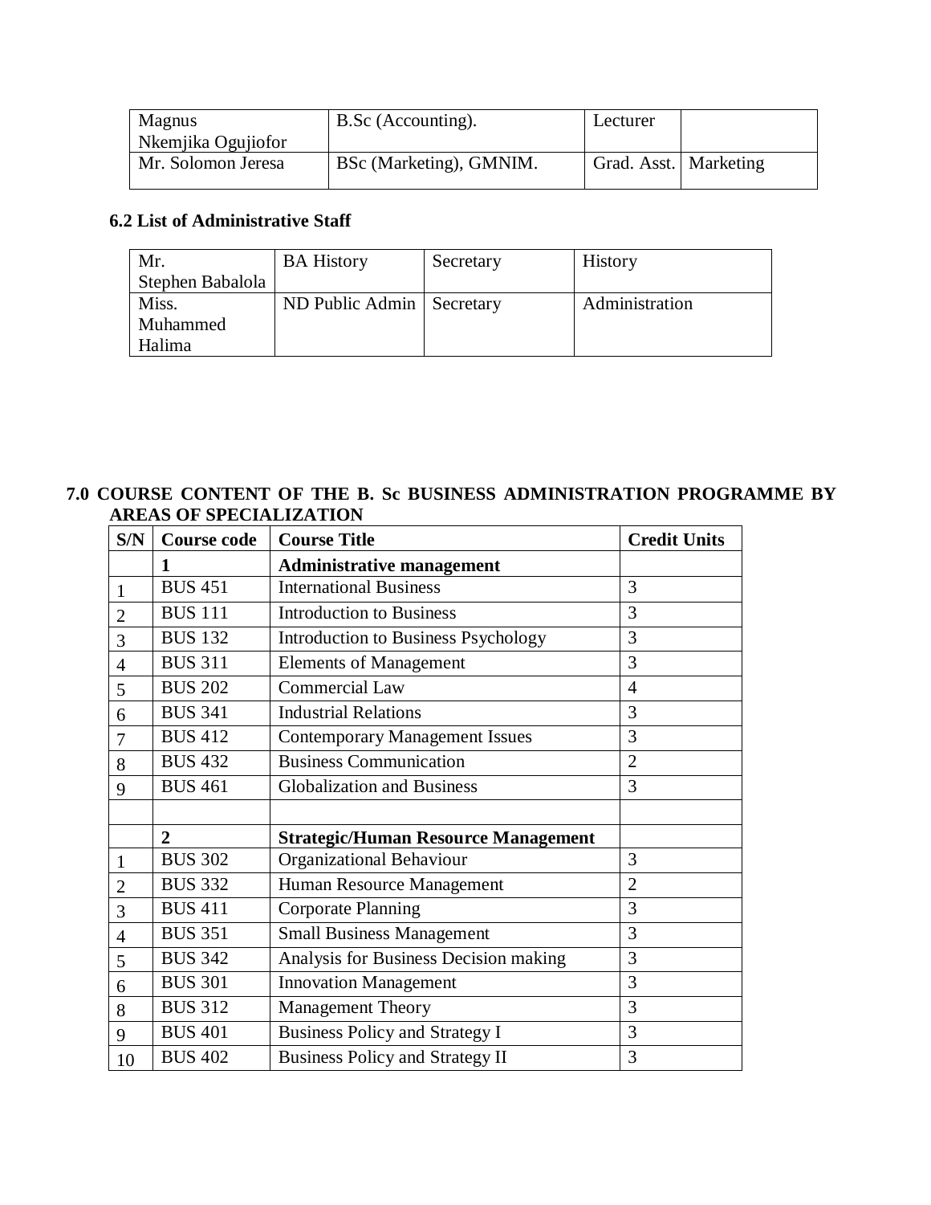| | | | |
|---|---|---|---|
| Magnus Nkemjika Ogujiofor | B.Sc (Accounting). | Lecturer | |
| Mr. Solomon Jeresa | BSc (Marketing), GMNIM. | Grad. Asst. | Marketing |

### 6.2 List of Administrative Staff

| | | | |
|---|---|---|---|
| Mr. Stephen Babalola | BA History | Secretary | History |
| Miss. Muhammed Halima | ND Public Admin | Secretary | Administration |

## 7.0 COURSE CONTENT OF THE B. Sc BUSINESS ADMINISTRATION PROGRAMME BY AREAS OF SPECIALIZATION

| S/N | Course code | Course Title | Credit Units |
|---|---|---|---|
| | **1** | **Administrative management** | |
| 1 | BUS 451 | International Business | 3 |
| 2 | BUS 111 | Introduction to Business | 3 |
| 3 | BUS 132 | Introduction to Business Psychology | 3 |
| 4 | BUS 311 | Elements of Management | 3 |
| 5 | BUS 202 | Commercial Law | 4 |
| 6 | BUS 341 | Industrial Relations | 3 |
| 7 | BUS 412 | Contemporary Management Issues | 3 |
| 8 | BUS 432 | Business Communication | 2 |
| 9 | BUS 461 | Globalization and Business | 3 |
| | | | |
| | **2** | **Strategic/Human Resource Management** | |
| 1 | BUS 302 | Organizational Behaviour | 3 |
| 2 | BUS 332 | Human Resource Management | 2 |
| 3 | BUS 411 | Corporate Planning | 3 |
| 4 | BUS 351 | Small Business Management | 3 |
| 5 | BUS 342 | Analysis for Business Decision making | 3 |
| 6 | BUS 301 | Innovation Management | 3 |
| 8 | BUS 312 | Management Theory | 3 |
| 9 | BUS 401 | Business Policy and Strategy I | 3 |
| 10 | BUS 402 | Business Policy and Strategy II | 3 |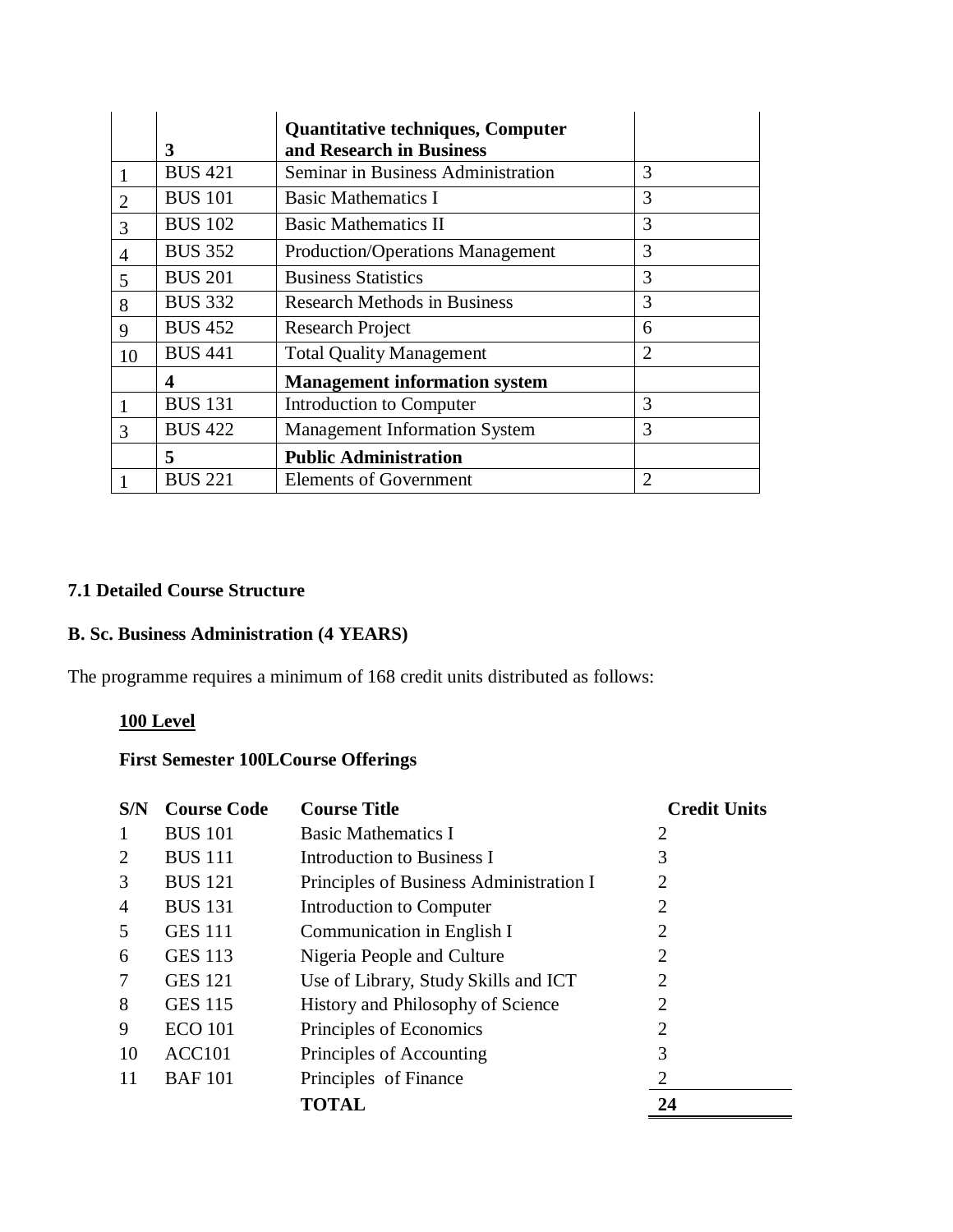| | | | |
|---|---|---|---|
| | **3** | **Quantitative techniques, Computer and Research in Business** | |
| 1 | BUS 421 | Seminar in Business Administration | 3 |
| 2 | BUS 101 | Basic Mathematics I | 3 |
| 3 | BUS 102 | Basic Mathematics II | 3 |
| 4 | BUS 352 | Production/Operations Management | 3 |
| 5 | BUS 201 | Business Statistics | 3 |
| 8 | BUS 332 | Research Methods in Business | 3 |
| 9 | BUS 452 | Research Project | 6 |
| 10 | BUS 441 | Total Quality Management | 2 |
| | **4** | **Management information system** | |
| 1 | BUS 131 | Introduction to Computer | 3 |
| 3 | BUS 422 | Management Information System | 3 |
| | **5** | **Public Administration** | |
| 1 | BUS 221 | Elements of Government | 2 |

**7.1 Detailed Course Structure**

**B. Sc. Business Administration (4 YEARS)**

The programme requires a minimum of 168 credit units distributed as follows:

**100 Level**

**First Semester 100LCourse Offerings**

| S/N | Course Code | Course Title | Credit Units |
|---|---|---|---|
| 1 | BUS 101 | Basic Mathematics I | 2 |
| 2 | BUS 111 | Introduction to Business I | 3 |
| 3 | BUS 121 | Principles of Business Administration I | 2 |
| 4 | BUS 131 | Introduction to Computer | 2 |
| 5 | GES 111 | Communication in English I | 2 |
| 6 | GES 113 | Nigeria People and Culture | 2 |
| 7 | GES 121 | Use of Library, Study Skills and ICT | 2 |
| 8 | GES 115 | History and Philosophy of Science | 2 |
| 9 | ECO 101 | Principles of Economics | 2 |
| 10 | ACC101 | Principles of Accounting | 3 |
| 11 | BAF 101 | Principles of Finance | 2 |
| | | **TOTAL** | **24** |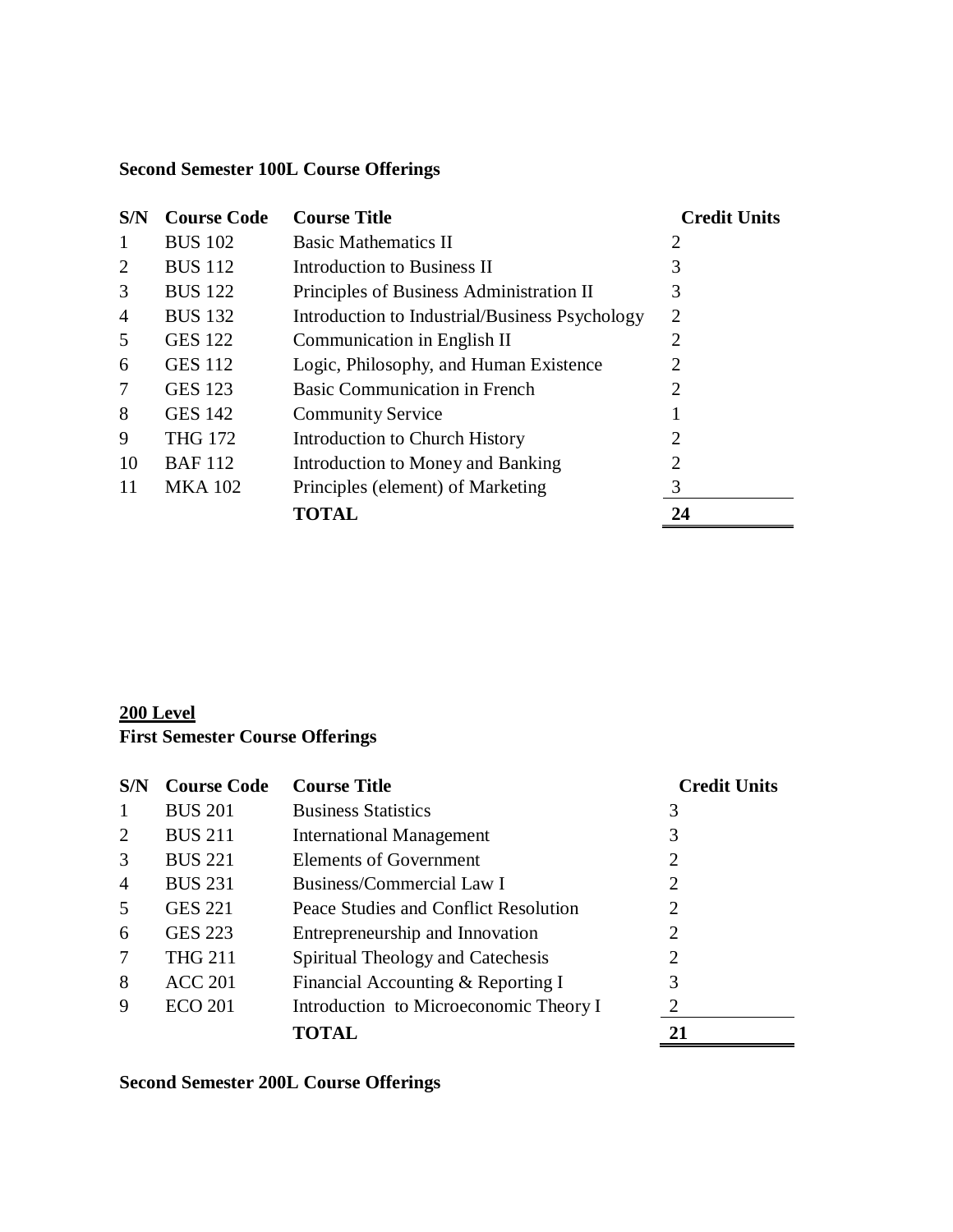**Second Semester 100L Course Offerings**

| S/N | Course Code | Course Title | Credit Units |
|---|---|---|---|
| 1 | BUS 102 | Basic Mathematics II | 2 |
| 2 | BUS 112 | Introduction to Business II | 3 |
| 3 | BUS 122 | Principles of Business Administration II | 3 |
| 4 | BUS 132 | Introduction to Industrial/Business Psychology | 2 |
| 5 | GES 122 | Communication in English II | 2 |
| 6 | GES 112 | Logic, Philosophy, and Human Existence | 2 |
| 7 | GES 123 | Basic Communication in French | 2 |
| 8 | GES 142 | Community Service | 1 |
| 9 | THG 172 | Introduction to Church History | 2 |
| 10 | BAF 112 | Introduction to Money and Banking | 2 |
| 11 | MKA 102 | Principles (element) of Marketing | 3 |
| | | **TOTAL** | **24** |

**<u>200 Level</u>**

**First Semester Course Offerings**

| S/N | Course Code | Course Title | Credit Units |
|---|---|---|---|
| 1 | BUS 201 | Business Statistics | 3 |
| 2 | BUS 211 | International Management | 3 |
| 3 | BUS 221 | Elements of Government | 2 |
| 4 | BUS 231 | Business/Commercial Law I | 2 |
| 5 | GES 221 | Peace Studies and Conflict Resolution | 2 |
| 6 | GES 223 | Entrepreneurship and Innovation | 2 |
| 7 | THG 211 | Spiritual Theology and Catechesis | 2 |
| 8 | ACC 201 | Financial Accounting & Reporting I | 3 |
| 9 | ECO 201 | Introduction to Microeconomic Theory I | 2 |
| | | **TOTAL** | **21** |

**Second Semester 200L Course Offerings**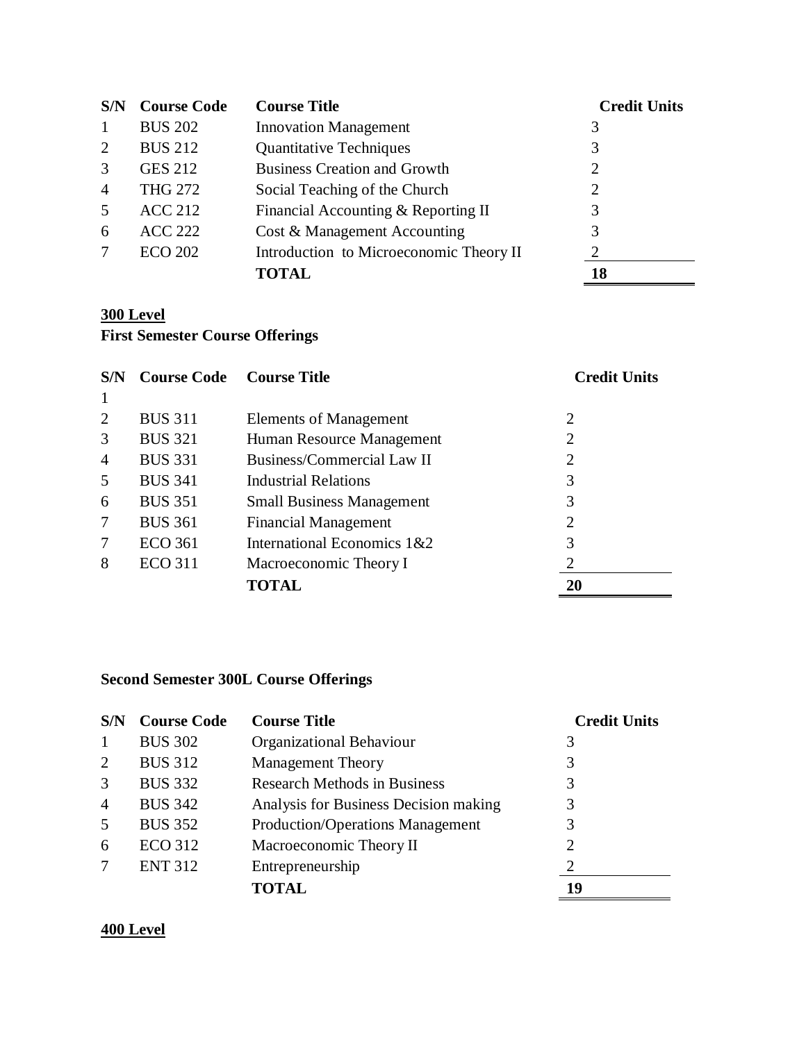| S/N | Course Code | Course Title | Credit Units |
|---|---|---|---|
| 1 | BUS 202 | Innovation Management | 3 |
| 2 | BUS 212 | Quantitative Techniques | 3 |
| 3 | GES 212 | Business Creation and Growth | 2 |
| 4 | THG 272 | Social Teaching of the Church | 2 |
| 5 | ACC 212 | Financial Accounting & Reporting II | 3 |
| 6 | ACC 222 | Cost & Management Accounting | 3 |
| 7 | ECO 202 | Introduction to Microeconomic Theory II | 2 |
| | | **TOTAL** | **18** |

**300 Level**

**First Semester Course Offerings**

| S/N | Course Code | Course Title | Credit Units |
|---|---|---|---|
| 1 | | | |
| 2 | BUS 311 | Elements of Management | 2 |
| 3 | BUS 321 | Human Resource Management | 2 |
| 4 | BUS 331 | Business/Commercial Law II | 2 |
| 5 | BUS 341 | Industrial Relations | 3 |
| 6 | BUS 351 | Small Business Management | 3 |
| 7 | BUS 361 | Financial Management | 2 |
| 7 | ECO 361 | International Economics 1&2 | 3 |
| 8 | ECO 311 | Macroeconomic Theory I | 2 |
| | | **TOTAL** | **20** |

**Second Semester 300L Course Offerings**

| S/N | Course Code | Course Title | Credit Units |
|---|---|---|---|
| 1 | BUS 302 | Organizational Behaviour | 3 |
| 2 | BUS 312 | Management Theory | 3 |
| 3 | BUS 332 | Research Methods in Business | 3 |
| 4 | BUS 342 | Analysis for Business Decision making | 3 |
| 5 | BUS 352 | Production/Operations Management | 3 |
| 6 | ECO 312 | Macroeconomic Theory II | 2 |
| 7 | ENT 312 | Entrepreneurship | 2 |
| | | **TOTAL** | **19** |

**400 Level**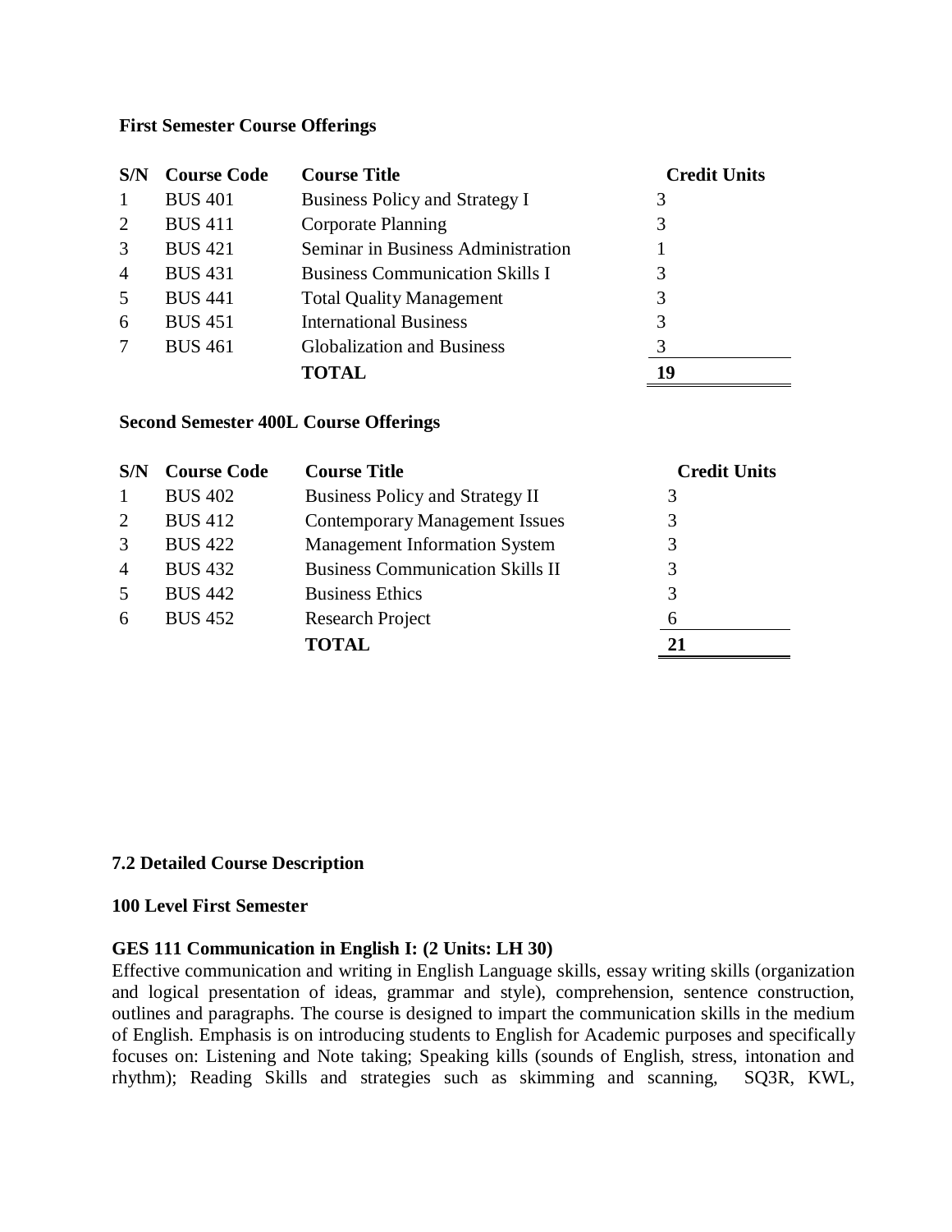**First Semester Course Offerings**

| S/N | Course Code | Course Title | Credit Units |
|---|---|---|---|
| 1 | BUS 401 | Business Policy and Strategy I | 3 |
| 2 | BUS 411 | Corporate Planning | 3 |
| 3 | BUS 421 | Seminar in Business Administration | 1 |
| 4 | BUS 431 | Business Communication Skills I | 3 |
| 5 | BUS 441 | Total Quality Management | 3 |
| 6 | BUS 451 | International Business | 3 |
| 7 | BUS 461 | Globalization and Business | 3 |
| | | **TOTAL** | **19** |

**Second Semester 400L Course Offerings**

| S/N | Course Code | Course Title | Credit Units |
|---|---|---|---|
| 1 | BUS 402 | Business Policy and Strategy II | 3 |
| 2 | BUS 412 | Contemporary Management Issues | 3 |
| 3 | BUS 422 | Management Information System | 3 |
| 4 | BUS 432 | Business Communication Skills II | 3 |
| 5 | BUS 442 | Business Ethics | 3 |
| 6 | BUS 452 | Research Project | 6 |
| | | **TOTAL** | **21** |

**7.2 Detailed Course Description**

**100 Level First Semester**

**GES 111 Communication in English I: (2 Units: LH 30)**
Effective communication and writing in English Language skills, essay writing skills (organization and logical presentation of ideas, grammar and style), comprehension, sentence construction, outlines and paragraphs. The course is designed to impart the communication skills in the medium of English. Emphasis is on introducing students to English for Academic purposes and specifically focuses on: Listening and Note taking; Speaking kills (sounds of English, stress, intonation and rhythm); Reading Skills and strategies such as skimming and scanning, SQ3R, KWL,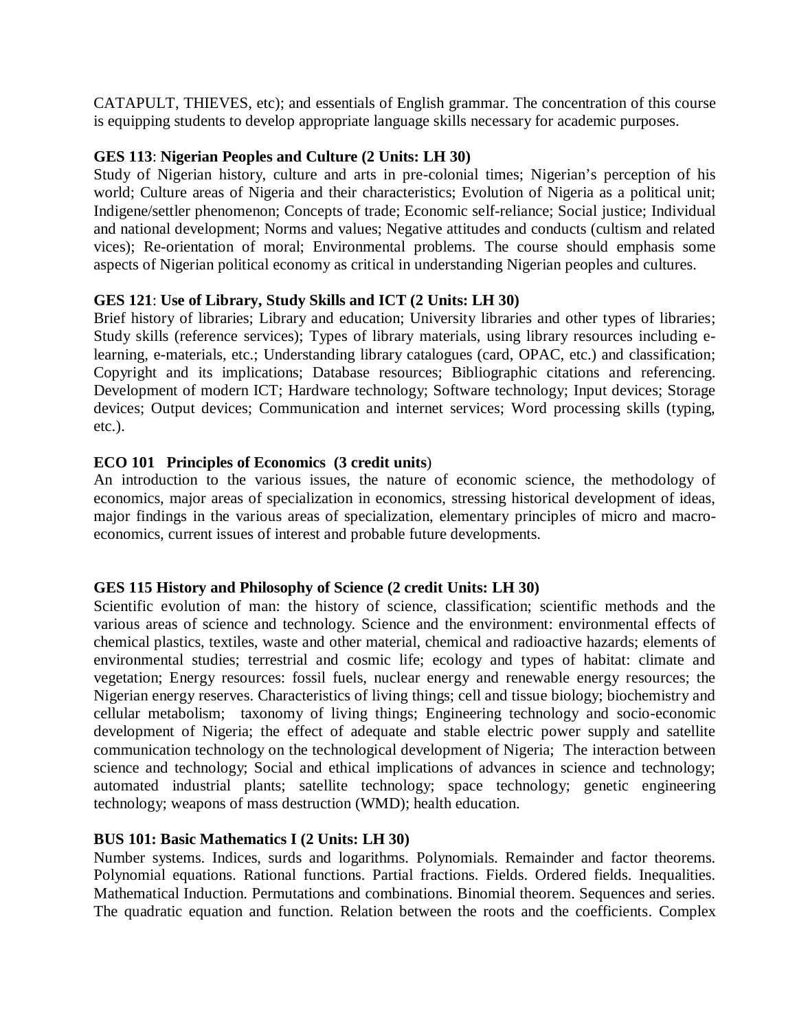CATAPULT, THIEVES, etc); and essentials of English grammar. The concentration of this course is equipping students to develop appropriate language skills necessary for academic purposes.

**GES 113**: **Nigerian Peoples and Culture (2 Units: LH 30)**

Study of Nigerian history, culture and arts in pre-colonial times; Nigerian's perception of his world; Culture areas of Nigeria and their characteristics; Evolution of Nigeria as a political unit; Indigene/settler phenomenon; Concepts of trade; Economic self-reliance; Social justice; Individual and national development; Norms and values; Negative attitudes and conducts (cultism and related vices); Re-orientation of moral; Environmental problems. The course should emphasis some aspects of Nigerian political economy as critical in understanding Nigerian peoples and cultures.

**GES 121**: **Use of Library, Study Skills and ICT (2 Units: LH 30)**

Brief history of libraries; Library and education; University libraries and other types of libraries; Study skills (reference services); Types of library materials, using library resources including e-learning, e-materials, etc.; Understanding library catalogues (card, OPAC, etc.) and classification; Copyright and its implications; Database resources; Bibliographic citations and referencing. Development of modern ICT; Hardware technology; Software technology; Input devices; Storage devices; Output devices; Communication and internet services; Word processing skills (typing, etc.).

**ECO 101 Principles of Economics (3 credit units**)

An introduction to the various issues, the nature of economic science, the methodology of economics, major areas of specialization in economics, stressing historical development of ideas, major findings in the various areas of specialization, elementary principles of micro and macro-economics, current issues of interest and probable future developments.

**GES 115 History and Philosophy of Science (2 credit Units: LH 30)**

Scientific evolution of man: the history of science, classification; scientific methods and the various areas of science and technology. Science and the environment: environmental effects of chemical plastics, textiles, waste and other material, chemical and radioactive hazards; elements of environmental studies; terrestrial and cosmic life; ecology and types of habitat: climate and vegetation; Energy resources: fossil fuels, nuclear energy and renewable energy resources; the Nigerian energy reserves. Characteristics of living things; cell and tissue biology; biochemistry and cellular metabolism; taxonomy of living things; Engineering technology and socio-economic development of Nigeria; the effect of adequate and stable electric power supply and satellite communication technology on the technological development of Nigeria; The interaction between science and technology; Social and ethical implications of advances in science and technology; automated industrial plants; satellite technology; space technology; genetic engineering technology; weapons of mass destruction (WMD); health education.

**BUS 101: Basic Mathematics I (2 Units: LH 30)**

Number systems. Indices, surds and logarithms. Polynomials. Remainder and factor theorems. Polynomial equations. Rational functions. Partial fractions. Fields. Ordered fields. Inequalities. Mathematical Induction. Permutations and combinations. Binomial theorem. Sequences and series. The quadratic equation and function. Relation between the roots and the coefficients. Complex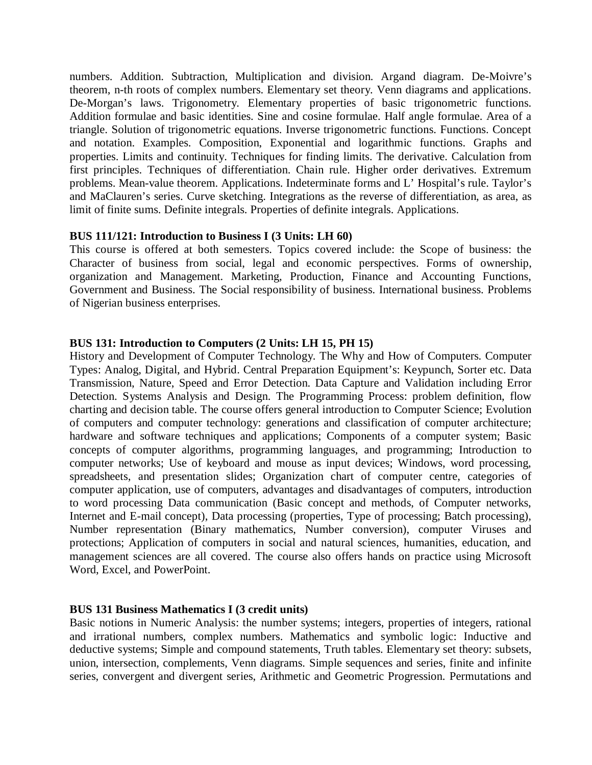numbers. Addition. Subtraction, Multiplication and division. Argand diagram. De-Moivre's theorem, n-th roots of complex numbers. Elementary set theory. Venn diagrams and applications. De-Morgan's laws. Trigonometry. Elementary properties of basic trigonometric functions. Addition formulae and basic identities. Sine and cosine formulae. Half angle formulae. Area of a triangle. Solution of trigonometric equations. Inverse trigonometric functions. Functions. Concept and notation. Examples. Composition, Exponential and logarithmic functions. Graphs and properties. Limits and continuity. Techniques for finding limits. The derivative. Calculation from first principles. Techniques of differentiation. Chain rule. Higher order derivatives. Extremum problems. Mean-value theorem. Applications. Indeterminate forms and L' Hospital's rule. Taylor's and MaClauren's series. Curve sketching. Integrations as the reverse of differentiation, as area, as limit of finite sums. Definite integrals. Properties of definite integrals. Applications.

**BUS 111/121: Introduction to Business I (3 Units: LH 60)**

This course is offered at both semesters. Topics covered include: the Scope of business: the Character of business from social, legal and economic perspectives. Forms of ownership, organization and Management. Marketing, Production, Finance and Accounting Functions, Government and Business. The Social responsibility of business. International business. Problems of Nigerian business enterprises.

**BUS 131: Introduction to Computers (2 Units: LH 15, PH 15)**

History and Development of Computer Technology. The Why and How of Computers. Computer Types: Analog, Digital, and Hybrid. Central Preparation Equipment's: Keypunch, Sorter etc. Data Transmission, Nature, Speed and Error Detection. Data Capture and Validation including Error Detection. Systems Analysis and Design. The Programming Process: problem definition, flow charting and decision table. The course offers general introduction to Computer Science; Evolution of computers and computer technology: generations and classification of computer architecture; hardware and software techniques and applications; Components of a computer system; Basic concepts of computer algorithms, programming languages, and programming; Introduction to computer networks; Use of keyboard and mouse as input devices; Windows, word processing, spreadsheets, and presentation slides; Organization chart of computer centre, categories of computer application, use of computers, advantages and disadvantages of computers, introduction to word processing Data communication (Basic concept and methods, of Computer networks, Internet and E-mail concept), Data processing (properties, Type of processing; Batch processing), Number representation (Binary mathematics, Number conversion), computer Viruses and protections; Application of computers in social and natural sciences, humanities, education, and management sciences are all covered. The course also offers hands on practice using Microsoft Word, Excel, and PowerPoint.

**BUS 131 Business Mathematics I (3 credit units)**

Basic notions in Numeric Analysis: the number systems; integers, properties of integers, rational and irrational numbers, complex numbers. Mathematics and symbolic logic: Inductive and deductive systems; Simple and compound statements, Truth tables. Elementary set theory: subsets, union, intersection, complements, Venn diagrams. Simple sequences and series, finite and infinite series, convergent and divergent series, Arithmetic and Geometric Progression. Permutations and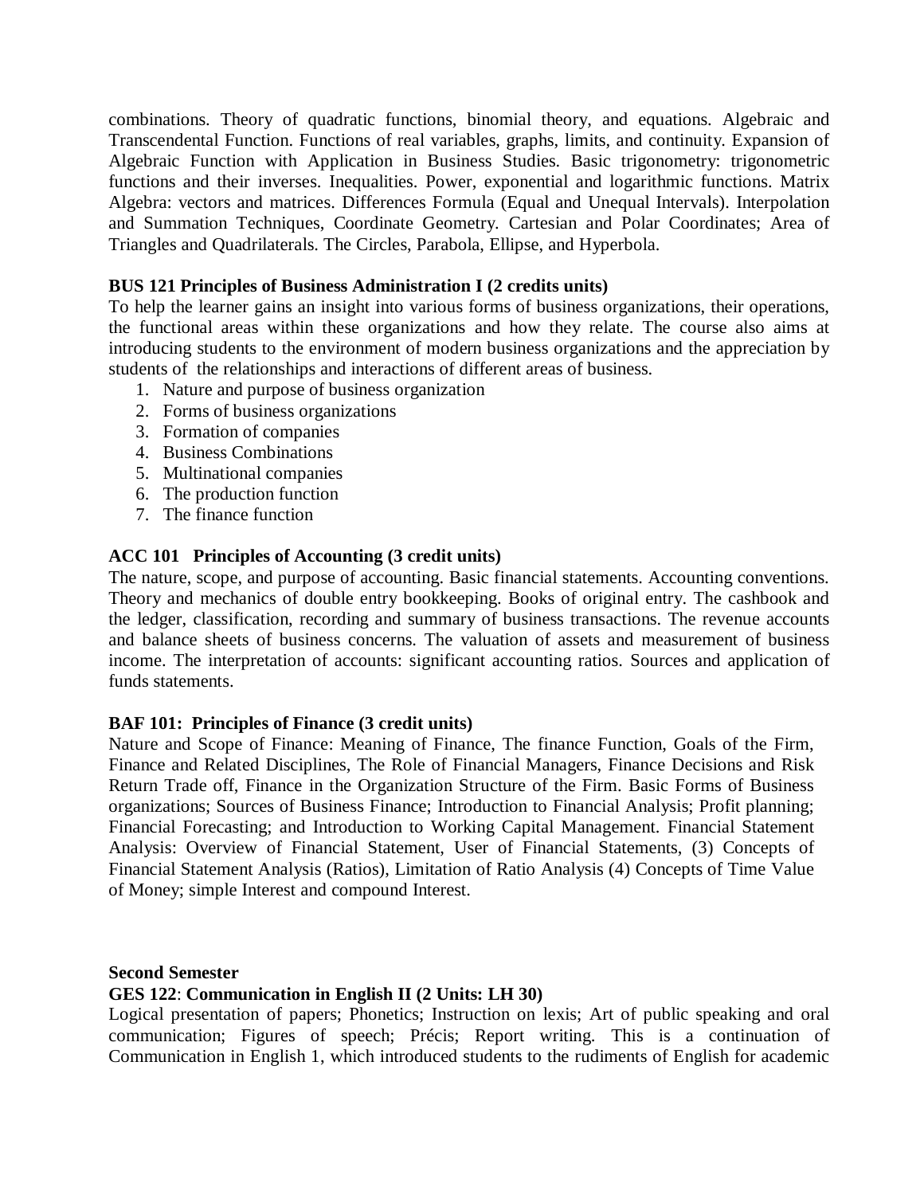combinations. Theory of quadratic functions, binomial theory, and equations. Algebraic and Transcendental Function. Functions of real variables, graphs, limits, and continuity. Expansion of Algebraic Function with Application in Business Studies. Basic trigonometry: trigonometric functions and their inverses. Inequalities. Power, exponential and logarithmic functions. Matrix Algebra: vectors and matrices. Differences Formula (Equal and Unequal Intervals). Interpolation and Summation Techniques, Coordinate Geometry. Cartesian and Polar Coordinates; Area of Triangles and Quadrilaterals. The Circles, Parabola, Ellipse, and Hyperbola.

**BUS 121 Principles of Business Administration I (2 credits units)**

To help the learner gains an insight into various forms of business organizations, their operations, the functional areas within these organizations and how they relate. The course also aims at introducing students to the environment of modern business organizations and the appreciation by students of the relationships and interactions of different areas of business.

1. Nature and purpose of business organization
2. Forms of business organizations
3. Formation of companies
4. Business Combinations
5. Multinational companies
6. The production function
7. The finance function

**ACC 101 Principles of Accounting (3 credit units)**

The nature, scope, and purpose of accounting. Basic financial statements. Accounting conventions. Theory and mechanics of double entry bookkeeping. Books of original entry. The cashbook and the ledger, classification, recording and summary of business transactions. The revenue accounts and balance sheets of business concerns. The valuation of assets and measurement of business income. The interpretation of accounts: significant accounting ratios. Sources and application of funds statements.

**BAF 101: Principles of Finance (3 credit units)**

Nature and Scope of Finance: Meaning of Finance, The finance Function, Goals of the Firm, Finance and Related Disciplines, The Role of Financial Managers, Finance Decisions and Risk Return Trade off, Finance in the Organization Structure of the Firm. Basic Forms of Business organizations; Sources of Business Finance; Introduction to Financial Analysis; Profit planning; Financial Forecasting; and Introduction to Working Capital Management. Financial Statement Analysis: Overview of Financial Statement, User of Financial Statements, (3) Concepts of Financial Statement Analysis (Ratios), Limitation of Ratio Analysis (4) Concepts of Time Value of Money; simple Interest and compound Interest.

**Second Semester**

**GES 122**: **Communication in English II (2 Units: LH 30)**

Logical presentation of papers; Phonetics; Instruction on lexis; Art of public speaking and oral communication; Figures of speech; Précis; Report writing. This is a continuation of Communication in English 1, which introduced students to the rudiments of English for academic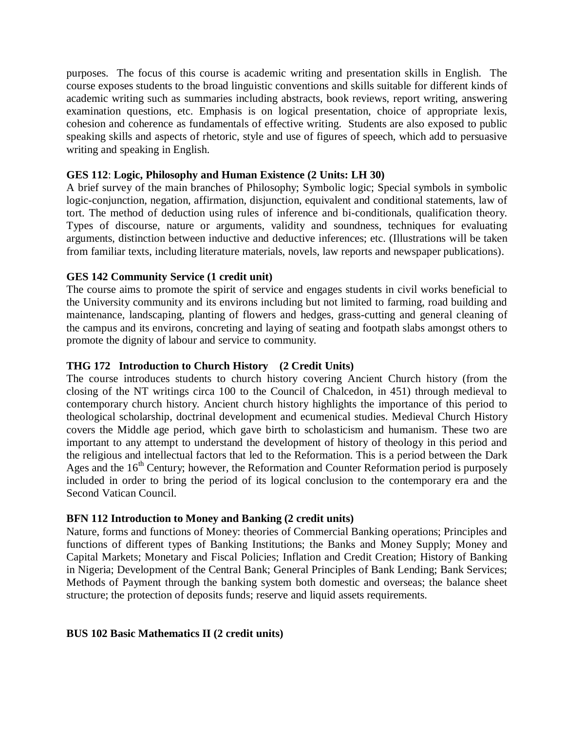purposes. The focus of this course is academic writing and presentation skills in English. The course exposes students to the broad linguistic conventions and skills suitable for different kinds of academic writing such as summaries including abstracts, book reviews, report writing, answering examination questions, etc. Emphasis is on logical presentation, choice of appropriate lexis, cohesion and coherence as fundamentals of effective writing. Students are also exposed to public speaking skills and aspects of rhetoric, style and use of figures of speech, which add to persuasive writing and speaking in English.

**GES 112**: **Logic, Philosophy and Human Existence (2 Units: LH 30)**

A brief survey of the main branches of Philosophy; Symbolic logic; Special symbols in symbolic logic-conjunction, negation, affirmation, disjunction, equivalent and conditional statements, law of tort. The method of deduction using rules of inference and bi-conditionals, qualification theory. Types of discourse, nature or arguments, validity and soundness, techniques for evaluating arguments, distinction between inductive and deductive inferences; etc. (Illustrations will be taken from familiar texts, including literature materials, novels, law reports and newspaper publications).

**GES 142 Community Service (1 credit unit)**

The course aims to promote the spirit of service and engages students in civil works beneficial to the University community and its environs including but not limited to farming, road building and maintenance, landscaping, planting of flowers and hedges, grass-cutting and general cleaning of the campus and its environs, concreting and laying of seating and footpath slabs amongst others to promote the dignity of labour and service to community.

**THG 172 Introduction to Church History (2 Credit Units)**

The course introduces students to church history covering Ancient Church history (from the closing of the NT writings circa 100 to the Council of Chalcedon, in 451) through medieval to contemporary church history. Ancient church history highlights the importance of this period to theological scholarship, doctrinal development and ecumenical studies. Medieval Church History covers the Middle age period, which gave birth to scholasticism and humanism. These two are important to any attempt to understand the development of history of theology in this period and the religious and intellectual factors that led to the Reformation. This is a period between the Dark Ages and the 16th Century; however, the Reformation and Counter Reformation period is purposely included in order to bring the period of its logical conclusion to the contemporary era and the Second Vatican Council.

**BFN 112 Introduction to Money and Banking (2 credit units)**

Nature, forms and functions of Money: theories of Commercial Banking operations; Principles and functions of different types of Banking Institutions; the Banks and Money Supply; Money and Capital Markets; Monetary and Fiscal Policies; Inflation and Credit Creation; History of Banking in Nigeria; Development of the Central Bank; General Principles of Bank Lending; Bank Services; Methods of Payment through the banking system both domestic and overseas; the balance sheet structure; the protection of deposits funds; reserve and liquid assets requirements.

**BUS 102 Basic Mathematics II (2 credit units)**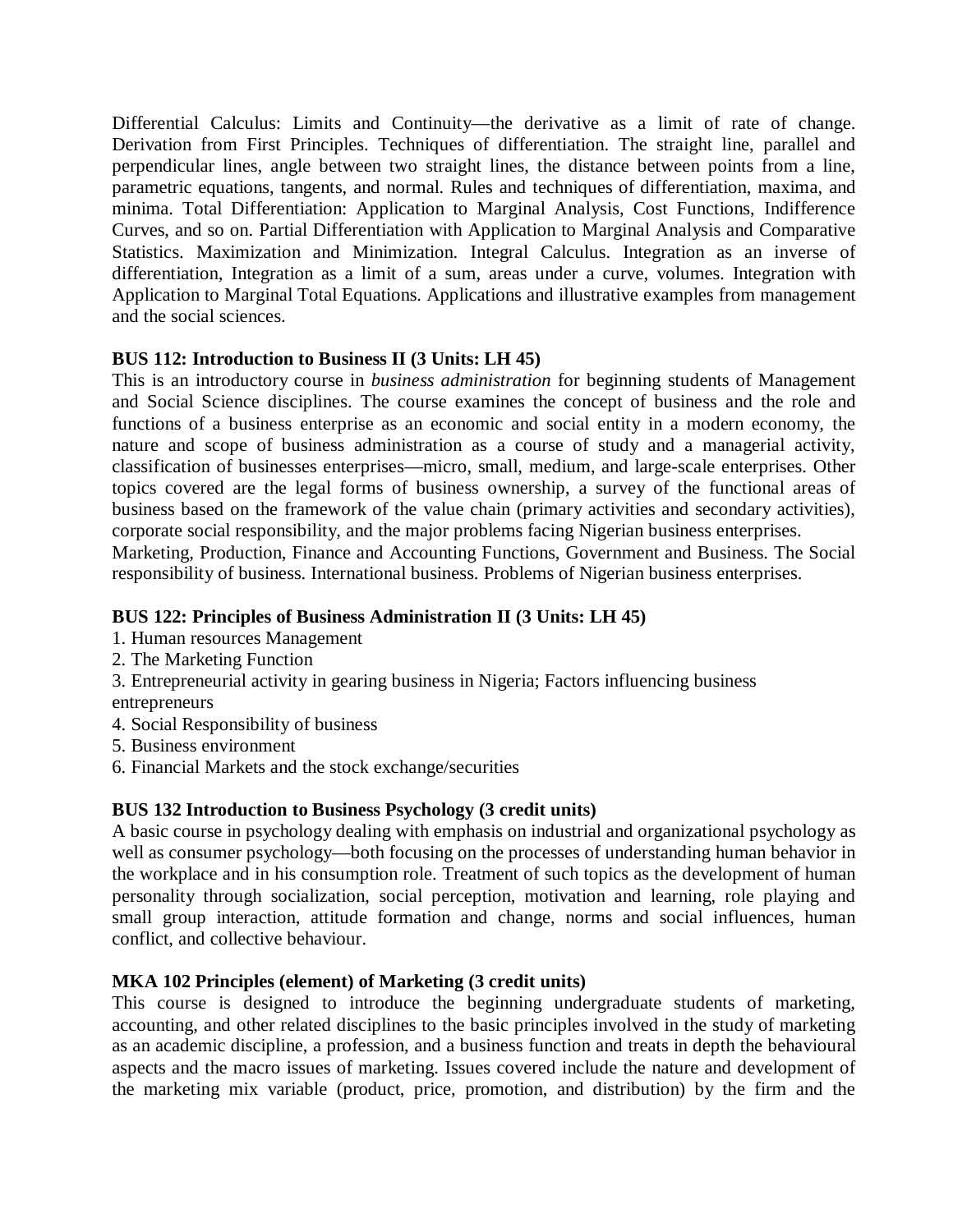Differential Calculus: Limits and Continuity—the derivative as a limit of rate of change. Derivation from First Principles. Techniques of differentiation. The straight line, parallel and perpendicular lines, angle between two straight lines, the distance between points from a line, parametric equations, tangents, and normal. Rules and techniques of differentiation, maxima, and minima. Total Differentiation: Application to Marginal Analysis, Cost Functions, Indifference Curves, and so on. Partial Differentiation with Application to Marginal Analysis and Comparative Statistics. Maximization and Minimization. Integral Calculus. Integration as an inverse of differentiation, Integration as a limit of a sum, areas under a curve, volumes. Integration with Application to Marginal Total Equations. Applications and illustrative examples from management and the social sciences.

**BUS 112: Introduction to Business II (3 Units: LH 45)**

This is an introductory course in *business administration* for beginning students of Management and Social Science disciplines. The course examines the concept of business and the role and functions of a business enterprise as an economic and social entity in a modern economy, the nature and scope of business administration as a course of study and a managerial activity, classification of businesses enterprises—micro, small, medium, and large-scale enterprises. Other topics covered are the legal forms of business ownership, a survey of the functional areas of business based on the framework of the value chain (primary activities and secondary activities), corporate social responsibility, and the major problems facing Nigerian business enterprises.

Marketing, Production, Finance and Accounting Functions, Government and Business. The Social responsibility of business. International business. Problems of Nigerian business enterprises.

**BUS 122: Principles of Business Administration II (3 Units: LH 45)**

1. Human resources Management
2. The Marketing Function
3. Entrepreneurial activity in gearing business in Nigeria; Factors influencing business entrepreneurs
4. Social Responsibility of business
5. Business environment
6. Financial Markets and the stock exchange/securities

**BUS 132 Introduction to Business Psychology (3 credit units)**

A basic course in psychology dealing with emphasis on industrial and organizational psychology as well as consumer psychology—both focusing on the processes of understanding human behavior in the workplace and in his consumption role. Treatment of such topics as the development of human personality through socialization, social perception, motivation and learning, role playing and small group interaction, attitude formation and change, norms and social influences, human conflict, and collective behaviour.

**MKA 102 Principles (element) of Marketing (3 credit units)**

This course is designed to introduce the beginning undergraduate students of marketing, accounting, and other related disciplines to the basic principles involved in the study of marketing as an academic discipline, a profession, and a business function and treats in depth the behavioural aspects and the macro issues of marketing. Issues covered include the nature and development of the marketing mix variable (product, price, promotion, and distribution) by the firm and the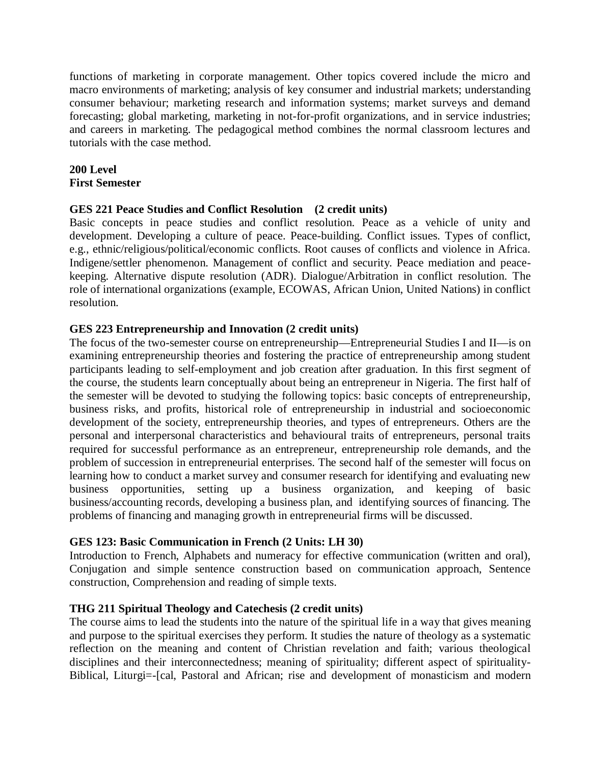functions of marketing in corporate management. Other topics covered include the micro and macro environments of marketing; analysis of key consumer and industrial markets; understanding consumer behaviour; marketing research and information systems; market surveys and demand forecasting; global marketing, marketing in not-for-profit organizations, and in service industries; and careers in marketing. The pedagogical method combines the normal classroom lectures and tutorials with the case method.

**200 Level**
**First Semester**

**GES 221 Peace Studies and Conflict Resolution (2 credit units)**
Basic concepts in peace studies and conflict resolution. Peace as a vehicle of unity and development. Developing a culture of peace. Peace-building. Conflict issues. Types of conflict, e.g., ethnic/religious/political/economic conflicts. Root causes of conflicts and violence in Africa. Indigene/settler phenomenon. Management of conflict and security. Peace mediation and peace-keeping. Alternative dispute resolution (ADR). Dialogue/Arbitration in conflict resolution. The role of international organizations (example, ECOWAS, African Union, United Nations) in conflict resolution.

**GES 223 Entrepreneurship and Innovation (2 credit units)**
The focus of the two-semester course on entrepreneurship—Entrepreneurial Studies I and II—is on examining entrepreneurship theories and fostering the practice of entrepreneurship among student participants leading to self-employment and job creation after graduation. In this first segment of the course, the students learn conceptually about being an entrepreneur in Nigeria. The first half of the semester will be devoted to studying the following topics: basic concepts of entrepreneurship, business risks, and profits, historical role of entrepreneurship in industrial and socioeconomic development of the society, entrepreneurship theories, and types of entrepreneurs. Others are the personal and interpersonal characteristics and behavioural traits of entrepreneurs, personal traits required for successful performance as an entrepreneur, entrepreneurship role demands, and the problem of succession in entrepreneurial enterprises. The second half of the semester will focus on learning how to conduct a market survey and consumer research for identifying and evaluating new business opportunities, setting up a business organization, and keeping of basic business/accounting records, developing a business plan, and identifying sources of financing. The problems of financing and managing growth in entrepreneurial firms will be discussed.

**GES 123: Basic Communication in French (2 Units: LH 30)**
Introduction to French, Alphabets and numeracy for effective communication (written and oral), Conjugation and simple sentence construction based on communication approach, Sentence construction, Comprehension and reading of simple texts.

**THG 211 Spiritual Theology and Catechesis (2 credit units)**
The course aims to lead the students into the nature of the spiritual life in a way that gives meaning and purpose to the spiritual exercises they perform. It studies the nature of theology as a systematic reflection on the meaning and content of Christian revelation and faith; various theological disciplines and their interconnectedness; meaning of spirituality; different aspect of spirituality-Biblical, Liturgi=-[cal, Pastoral and African; rise and development of monasticism and modern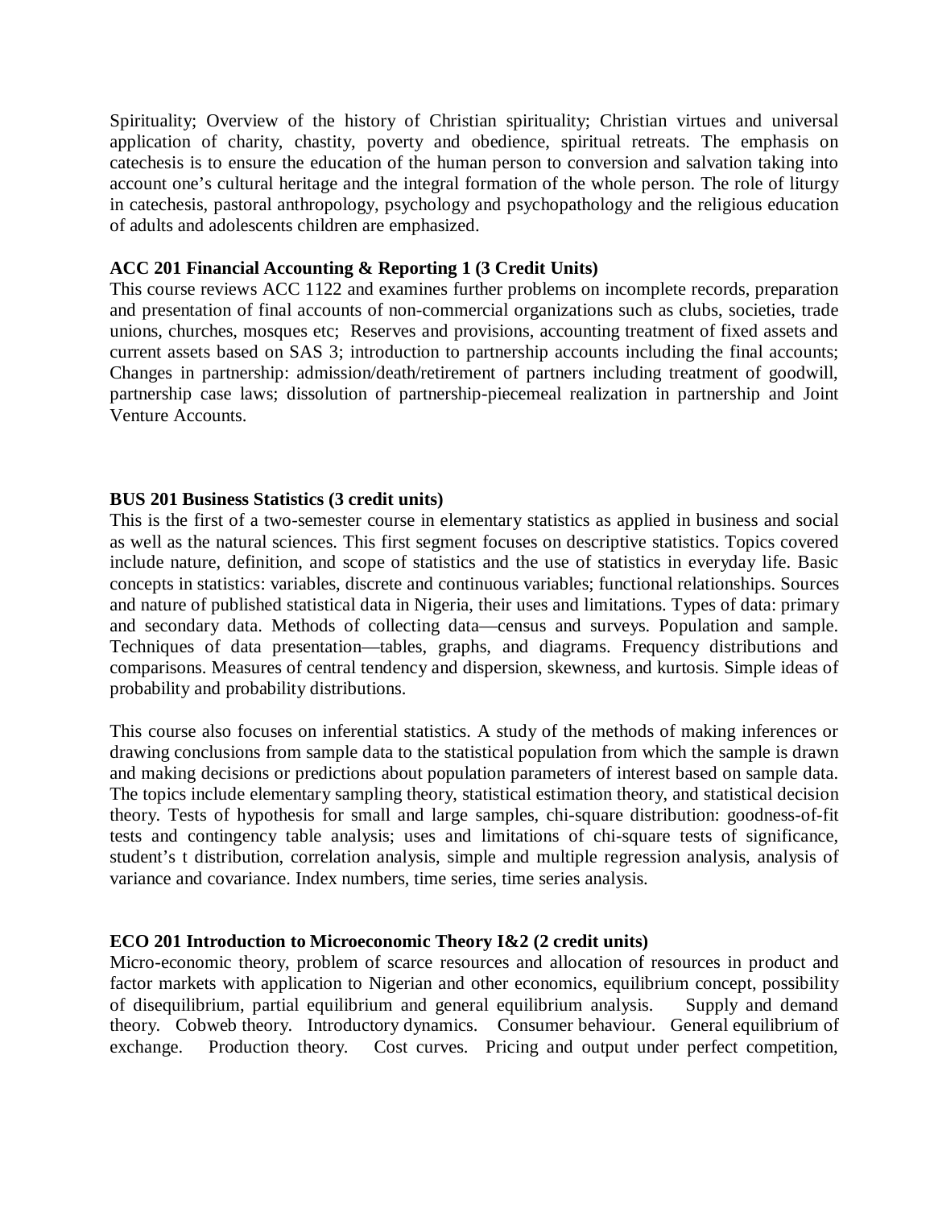Spirituality; Overview of the history of Christian spirituality; Christian virtues and universal application of charity, chastity, poverty and obedience, spiritual retreats. The emphasis on catechesis is to ensure the education of the human person to conversion and salvation taking into account one's cultural heritage and the integral formation of the whole person. The role of liturgy in catechesis, pastoral anthropology, psychology and psychopathology and the religious education of adults and adolescents children are emphasized.

**ACC 201 Financial Accounting & Reporting 1 (3 Credit Units)**
This course reviews ACC 1122 and examines further problems on incomplete records, preparation and presentation of final accounts of non-commercial organizations such as clubs, societies, trade unions, churches, mosques etc; Reserves and provisions, accounting treatment of fixed assets and current assets based on SAS 3; introduction to partnership accounts including the final accounts; Changes in partnership: admission/death/retirement of partners including treatment of goodwill, partnership case laws; dissolution of partnership-piecemeal realization in partnership and Joint Venture Accounts.

**BUS 201 Business Statistics (3 credit units)**
This is the first of a two-semester course in elementary statistics as applied in business and social as well as the natural sciences. This first segment focuses on descriptive statistics. Topics covered include nature, definition, and scope of statistics and the use of statistics in everyday life. Basic concepts in statistics: variables, discrete and continuous variables; functional relationships. Sources and nature of published statistical data in Nigeria, their uses and limitations. Types of data: primary and secondary data. Methods of collecting data—census and surveys. Population and sample. Techniques of data presentation—tables, graphs, and diagrams. Frequency distributions and comparisons. Measures of central tendency and dispersion, skewness, and kurtosis. Simple ideas of probability and probability distributions.

This course also focuses on inferential statistics. A study of the methods of making inferences or drawing conclusions from sample data to the statistical population from which the sample is drawn and making decisions or predictions about population parameters of interest based on sample data. The topics include elementary sampling theory, statistical estimation theory, and statistical decision theory. Tests of hypothesis for small and large samples, chi-square distribution: goodness-of-fit tests and contingency table analysis; uses and limitations of chi-square tests of significance, student's t distribution, correlation analysis, simple and multiple regression analysis, analysis of variance and covariance. Index numbers, time series, time series analysis.

**ECO 201 Introduction to Microeconomic Theory I&2 (2 credit units)**
Micro-economic theory, problem of scarce resources and allocation of resources in product and factor markets with application to Nigerian and other economics, equilibrium concept, possibility of disequilibrium, partial equilibrium and general equilibrium analysis. Supply and demand theory. Cobweb theory. Introductory dynamics. Consumer behaviour. General equilibrium of exchange. Production theory. Cost curves. Pricing and output under perfect competition,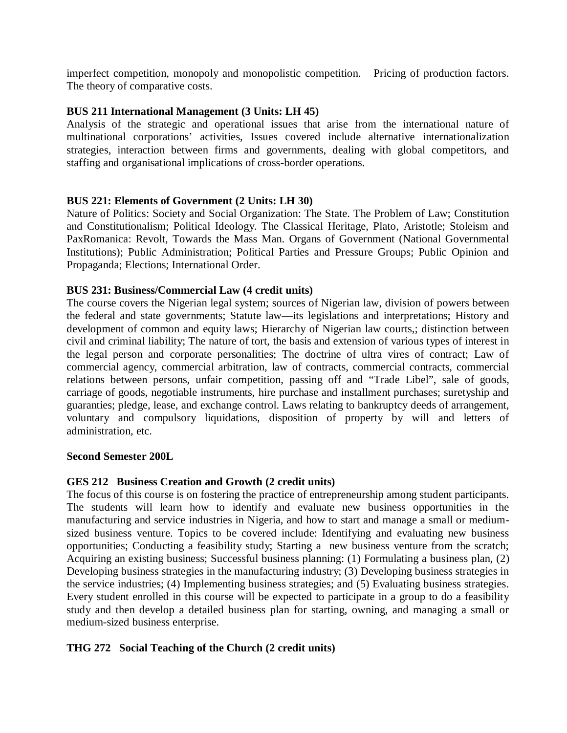imperfect competition, monopoly and monopolistic competition. Pricing of production factors. The theory of comparative costs.

**BUS 211 International Management (3 Units: LH 45)**

Analysis of the strategic and operational issues that arise from the international nature of multinational corporations' activities, Issues covered include alternative internationalization strategies, interaction between firms and governments, dealing with global competitors, and staffing and organisational implications of cross-border operations.

**BUS 221: Elements of Government (2 Units: LH 30)**

Nature of Politics: Society and Social Organization: The State. The Problem of Law; Constitution and Constitutionalism; Political Ideology. The Classical Heritage, Plato, Aristotle; Stoleism and PaxRomanica: Revolt, Towards the Mass Man. Organs of Government (National Governmental Institutions); Public Administration; Political Parties and Pressure Groups; Public Opinion and Propaganda; Elections; International Order.

**BUS 231: Business/Commercial Law (4 credit units)**

The course covers the Nigerian legal system; sources of Nigerian law, division of powers between the federal and state governments; Statute law—its legislations and interpretations; History and development of common and equity laws; Hierarchy of Nigerian law courts,; distinction between civil and criminal liability; The nature of tort, the basis and extension of various types of interest in the legal person and corporate personalities; The doctrine of ultra vires of contract; Law of commercial agency, commercial arbitration, law of contracts, commercial contracts, commercial relations between persons, unfair competition, passing off and "Trade Libel", sale of goods, carriage of goods, negotiable instruments, hire purchase and installment purchases; suretyship and guaranties; pledge, lease, and exchange control. Laws relating to bankruptcy deeds of arrangement, voluntary and compulsory liquidations, disposition of property by will and letters of administration, etc.

**Second Semester 200L**

**GES 212 Business Creation and Growth (2 credit units)**

The focus of this course is on fostering the practice of entrepreneurship among student participants. The students will learn how to identify and evaluate new business opportunities in the manufacturing and service industries in Nigeria, and how to start and manage a small or medium-sized business venture. Topics to be covered include: Identifying and evaluating new business opportunities; Conducting a feasibility study; Starting a new business venture from the scratch; Acquiring an existing business; Successful business planning: (1) Formulating a business plan, (2) Developing business strategies in the manufacturing industry; (3) Developing business strategies in the service industries; (4) Implementing business strategies; and (5) Evaluating business strategies. Every student enrolled in this course will be expected to participate in a group to do a feasibility study and then develop a detailed business plan for starting, owning, and managing a small or medium-sized business enterprise.

**THG 272 Social Teaching of the Church (2 credit units)**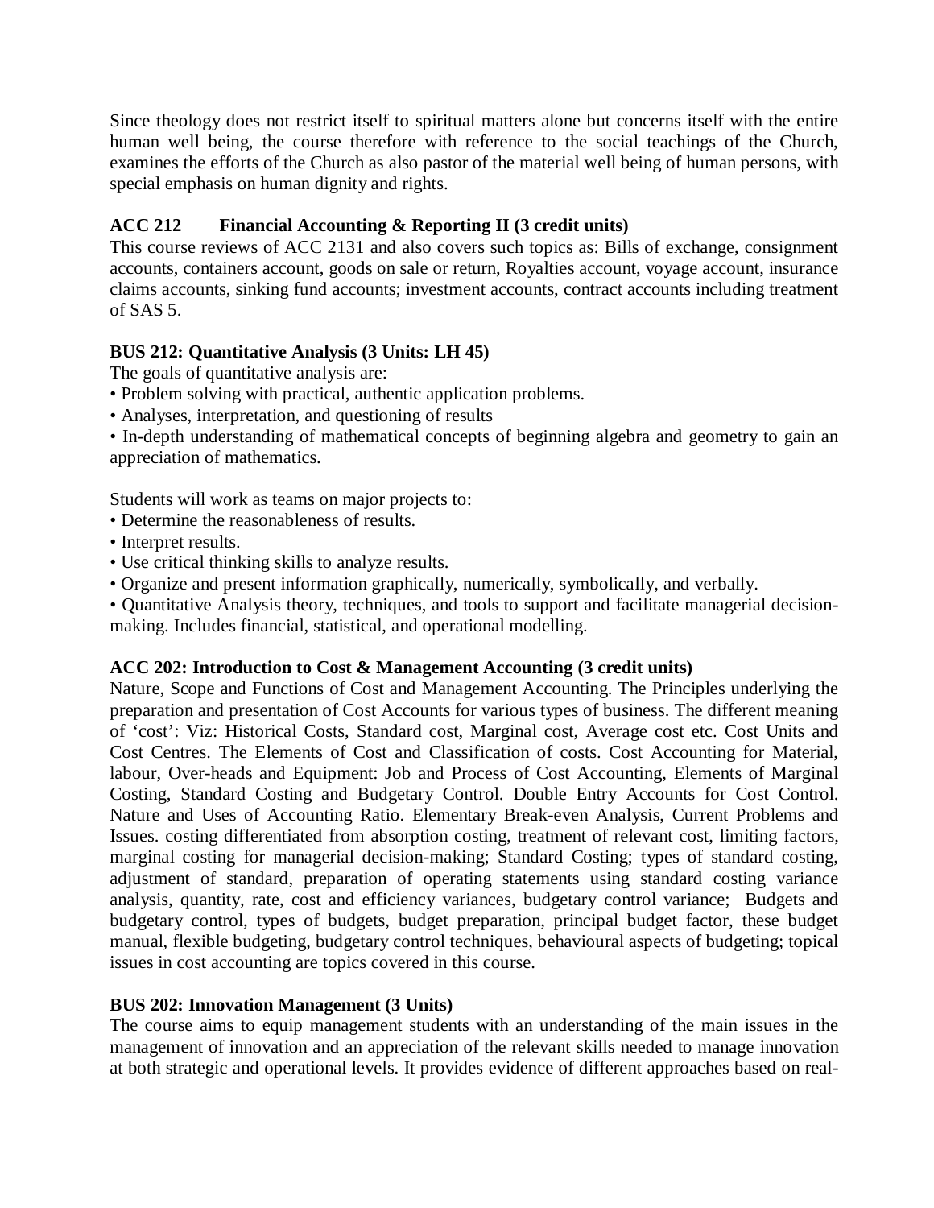Since theology does not restrict itself to spiritual matters alone but concerns itself with the entire human well being, the course therefore with reference to the social teachings of the Church, examines the efforts of the Church as also pastor of the material well being of human persons, with special emphasis on human dignity and rights.

**ACC 212 Financial Accounting & Reporting II (3 credit units)**

This course reviews of ACC 2131 and also covers such topics as: Bills of exchange, consignment accounts, containers account, goods on sale or return, Royalties account, voyage account, insurance claims accounts, sinking fund accounts; investment accounts, contract accounts including treatment of SAS 5.

**BUS 212: Quantitative Analysis (3 Units: LH 45)**

The goals of quantitative analysis are:

- Problem solving with practical, authentic application problems.
- Analyses, interpretation, and questioning of results
- In-depth understanding of mathematical concepts of beginning algebra and geometry to gain an appreciation of mathematics.

Students will work as teams on major projects to:

- Determine the reasonableness of results.
- Interpret results.
- Use critical thinking skills to analyze results.
- Organize and present information graphically, numerically, symbolically, and verbally.
- Quantitative Analysis theory, techniques, and tools to support and facilitate managerial decision-making. Includes financial, statistical, and operational modelling.

**ACC 202: Introduction to Cost & Management Accounting (3 credit units)**

Nature, Scope and Functions of Cost and Management Accounting. The Principles underlying the preparation and presentation of Cost Accounts for various types of business. The different meaning of 'cost': Viz: Historical Costs, Standard cost, Marginal cost, Average cost etc. Cost Units and Cost Centres. The Elements of Cost and Classification of costs. Cost Accounting for Material, labour, Over-heads and Equipment: Job and Process of Cost Accounting, Elements of Marginal Costing, Standard Costing and Budgetary Control. Double Entry Accounts for Cost Control. Nature and Uses of Accounting Ratio. Elementary Break-even Analysis, Current Problems and Issues. costing differentiated from absorption costing, treatment of relevant cost, limiting factors, marginal costing for managerial decision-making; Standard Costing; types of standard costing, adjustment of standard, preparation of operating statements using standard costing variance analysis, quantity, rate, cost and efficiency variances, budgetary control variance; Budgets and budgetary control, types of budgets, budget preparation, principal budget factor, these budget manual, flexible budgeting, budgetary control techniques, behavioural aspects of budgeting; topical issues in cost accounting are topics covered in this course.

**BUS 202: Innovation Management (3 Units)**

The course aims to equip management students with an understanding of the main issues in the management of innovation and an appreciation of the relevant skills needed to manage innovation at both strategic and operational levels. It provides evidence of different approaches based on real-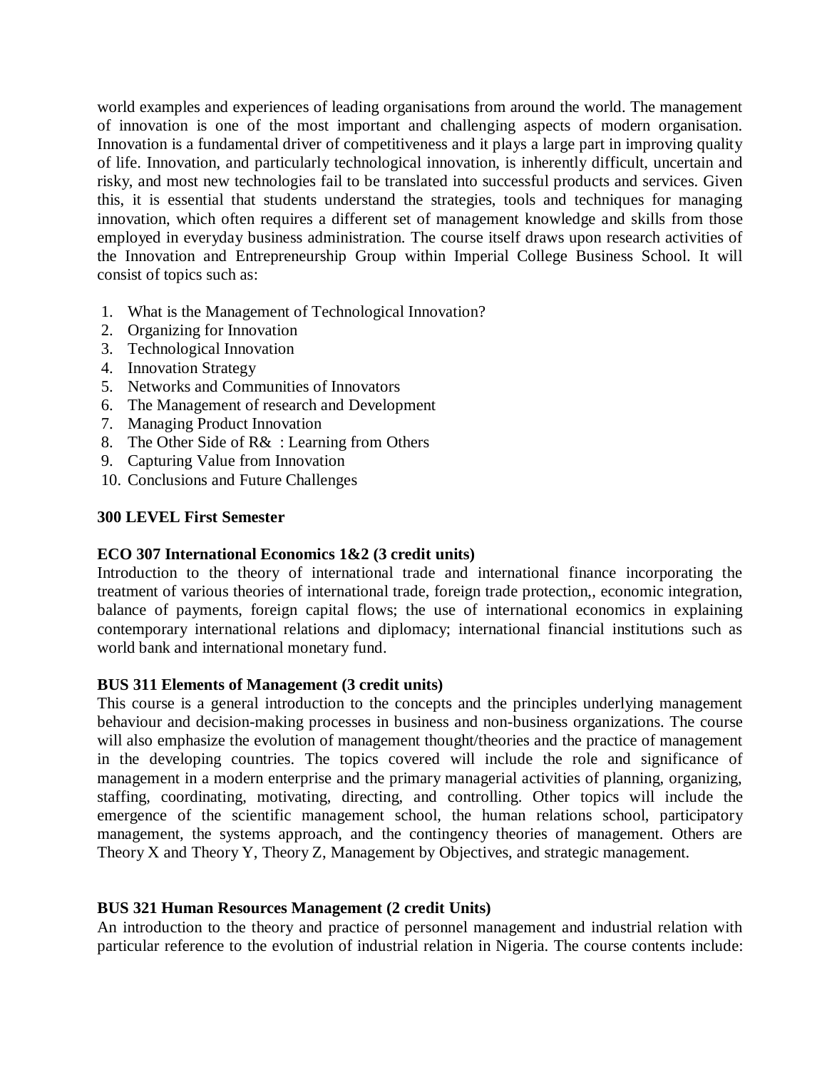world examples and experiences of leading organisations from around the world. The management of innovation is one of the most important and challenging aspects of modern organisation. Innovation is a fundamental driver of competitiveness and it plays a large part in improving quality of life. Innovation, and particularly technological innovation, is inherently difficult, uncertain and risky, and most new technologies fail to be translated into successful products and services. Given this, it is essential that students understand the strategies, tools and techniques for managing innovation, which often requires a different set of management knowledge and skills from those employed in everyday business administration. The course itself draws upon research activities of the Innovation and Entrepreneurship Group within Imperial College Business School. It will consist of topics such as:

1. What is the Management of Technological Innovation?
2. Organizing for Innovation
3. Technological Innovation
4. Innovation Strategy
5. Networks and Communities of Innovators
6. The Management of research and Development
7. Managing Product Innovation
8. The Other Side of R& : Learning from Others
9. Capturing Value from Innovation
10. Conclusions and Future Challenges

**300 LEVEL First Semester**

**ECO 307 International Economics 1&2 (3 credit units)**

Introduction to the theory of international trade and international finance incorporating the treatment of various theories of international trade, foreign trade protection,, economic integration, balance of payments, foreign capital flows; the use of international economics in explaining contemporary international relations and diplomacy; international financial institutions such as world bank and international monetary fund.

**BUS 311 Elements of Management (3 credit units)**

This course is a general introduction to the concepts and the principles underlying management behaviour and decision-making processes in business and non-business organizations. The course will also emphasize the evolution of management thought/theories and the practice of management in the developing countries. The topics covered will include the role and significance of management in a modern enterprise and the primary managerial activities of planning, organizing, staffing, coordinating, motivating, directing, and controlling. Other topics will include the emergence of the scientific management school, the human relations school, participatory management, the systems approach, and the contingency theories of management. Others are Theory X and Theory Y, Theory Z, Management by Objectives, and strategic management.

**BUS 321 Human Resources Management (2 credit Units)**

An introduction to the theory and practice of personnel management and industrial relation with particular reference to the evolution of industrial relation in Nigeria. The course contents include: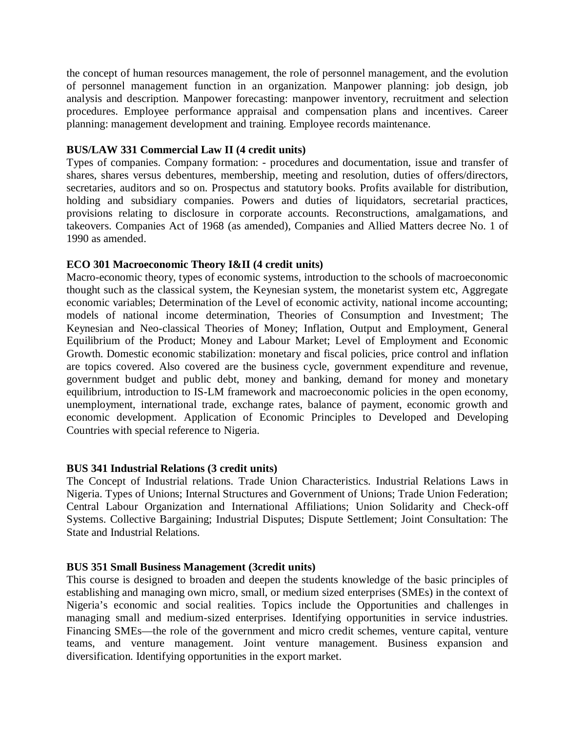the concept of human resources management, the role of personnel management, and the evolution of personnel management function in an organization. Manpower planning: job design, job analysis and description. Manpower forecasting: manpower inventory, recruitment and selection procedures. Employee performance appraisal and compensation plans and incentives. Career planning: management development and training. Employee records maintenance.

**BUS/LAW 331 Commercial Law II (4 credit units)**

Types of companies. Company formation: - procedures and documentation, issue and transfer of shares, shares versus debentures, membership, meeting and resolution, duties of offers/directors, secretaries, auditors and so on. Prospectus and statutory books. Profits available for distribution, holding and subsidiary companies. Powers and duties of liquidators, secretarial practices, provisions relating to disclosure in corporate accounts. Reconstructions, amalgamations, and takeovers. Companies Act of 1968 (as amended), Companies and Allied Matters decree No. 1 of 1990 as amended.

**ECO 301 Macroeconomic Theory I&II (4 credit units)**

Macro-economic theory, types of economic systems, introduction to the schools of macroeconomic thought such as the classical system, the Keynesian system, the monetarist system etc, Aggregate economic variables; Determination of the Level of economic activity, national income accounting; models of national income determination, Theories of Consumption and Investment; The Keynesian and Neo-classical Theories of Money; Inflation, Output and Employment, General Equilibrium of the Product; Money and Labour Market; Level of Employment and Economic Growth. Domestic economic stabilization: monetary and fiscal policies, price control and inflation are topics covered. Also covered are the business cycle, government expenditure and revenue, government budget and public debt, money and banking, demand for money and monetary equilibrium, introduction to IS-LM framework and macroeconomic policies in the open economy, unemployment, international trade, exchange rates, balance of payment, economic growth and economic development. Application of Economic Principles to Developed and Developing Countries with special reference to Nigeria.

**BUS 341 Industrial Relations (3 credit units)**

The Concept of Industrial relations. Trade Union Characteristics. Industrial Relations Laws in Nigeria. Types of Unions; Internal Structures and Government of Unions; Trade Union Federation; Central Labour Organization and International Affiliations; Union Solidarity and Check-off Systems. Collective Bargaining; Industrial Disputes; Dispute Settlement; Joint Consultation: The State and Industrial Relations.

**BUS 351 Small Business Management (3credit units)**

This course is designed to broaden and deepen the students knowledge of the basic principles of establishing and managing own micro, small, or medium sized enterprises (SMEs) in the context of Nigeria's economic and social realities. Topics include the Opportunities and challenges in managing small and medium-sized enterprises. Identifying opportunities in service industries. Financing SMEs—the role of the government and micro credit schemes, venture capital, venture teams, and venture management. Joint venture management. Business expansion and diversification. Identifying opportunities in the export market.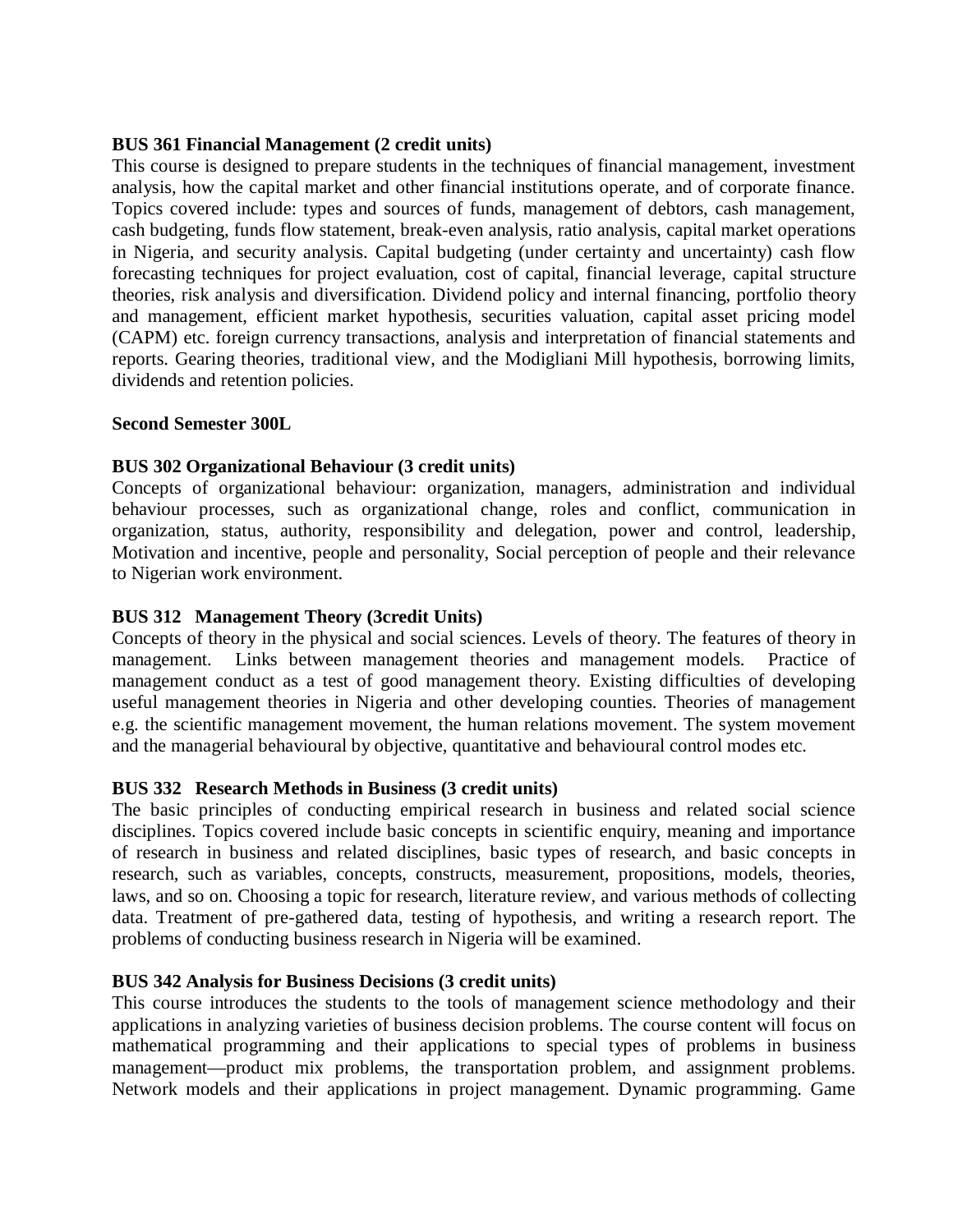**BUS 361 Financial Management (2 credit units)**
This course is designed to prepare students in the techniques of financial management, investment analysis, how the capital market and other financial institutions operate, and of corporate finance. Topics covered include: types and sources of funds, management of debtors, cash management, cash budgeting, funds flow statement, break-even analysis, ratio analysis, capital market operations in Nigeria, and security analysis. Capital budgeting (under certainty and uncertainty) cash flow forecasting techniques for project evaluation, cost of capital, financial leverage, capital structure theories, risk analysis and diversification. Dividend policy and internal financing, portfolio theory and management, efficient market hypothesis, securities valuation, capital asset pricing model (CAPM) etc. foreign currency transactions, analysis and interpretation of financial statements and reports. Gearing theories, traditional view, and the Modigliani Mill hypothesis, borrowing limits, dividends and retention policies.

**Second Semester 300L**

**BUS 302 Organizational Behaviour (3 credit units)**
Concepts of organizational behaviour: organization, managers, administration and individual behaviour processes, such as organizational change, roles and conflict, communication in organization, status, authority, responsibility and delegation, power and control, leadership, Motivation and incentive, people and personality, Social perception of people and their relevance to Nigerian work environment.

**BUS 312 Management Theory (3credit Units)**
Concepts of theory in the physical and social sciences. Levels of theory. The features of theory in management. Links between management theories and management models. Practice of management conduct as a test of good management theory. Existing difficulties of developing useful management theories in Nigeria and other developing counties. Theories of management e.g. the scientific management movement, the human relations movement. The system movement and the managerial behavioural by objective, quantitative and behavioural control modes etc.

**BUS 332 Research Methods in Business (3 credit units)**
The basic principles of conducting empirical research in business and related social science disciplines. Topics covered include basic concepts in scientific enquiry, meaning and importance of research in business and related disciplines, basic types of research, and basic concepts in research, such as variables, concepts, constructs, measurement, propositions, models, theories, laws, and so on. Choosing a topic for research, literature review, and various methods of collecting data. Treatment of pre-gathered data, testing of hypothesis, and writing a research report. The problems of conducting business research in Nigeria will be examined.

**BUS 342 Analysis for Business Decisions (3 credit units)**
This course introduces the students to the tools of management science methodology and their applications in analyzing varieties of business decision problems. The course content will focus on mathematical programming and their applications to special types of problems in business management—product mix problems, the transportation problem, and assignment problems. Network models and their applications in project management. Dynamic programming. Game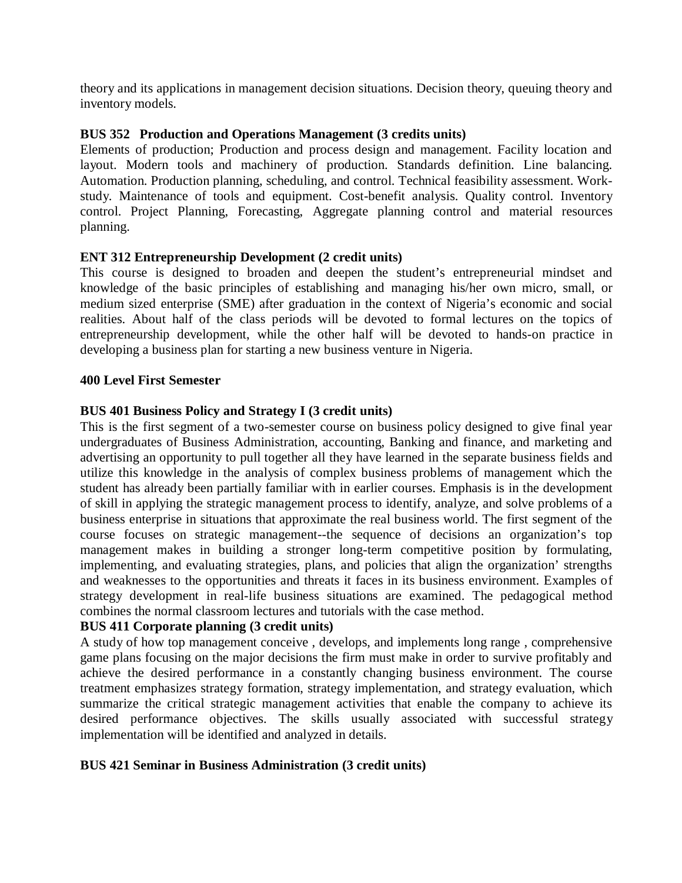theory and its applications in management decision situations. Decision theory, queuing theory and inventory models.

**BUS 352 Production and Operations Management (3 credits units)**

Elements of production; Production and process design and management. Facility location and layout. Modern tools and machinery of production. Standards definition. Line balancing. Automation. Production planning, scheduling, and control. Technical feasibility assessment. Work-study. Maintenance of tools and equipment. Cost-benefit analysis. Quality control. Inventory control. Project Planning, Forecasting, Aggregate planning control and material resources planning.

**ENT 312 Entrepreneurship Development (2 credit units)**

This course is designed to broaden and deepen the student's entrepreneurial mindset and knowledge of the basic principles of establishing and managing his/her own micro, small, or medium sized enterprise (SME) after graduation in the context of Nigeria's economic and social realities. About half of the class periods will be devoted to formal lectures on the topics of entrepreneurship development, while the other half will be devoted to hands-on practice in developing a business plan for starting a new business venture in Nigeria.

**400 Level First Semester**

**BUS 401 Business Policy and Strategy I (3 credit units)**

This is the first segment of a two-semester course on business policy designed to give final year undergraduates of Business Administration, accounting, Banking and finance, and marketing and advertising an opportunity to pull together all they have learned in the separate business fields and utilize this knowledge in the analysis of complex business problems of management which the student has already been partially familiar with in earlier courses. Emphasis is in the development of skill in applying the strategic management process to identify, analyze, and solve problems of a business enterprise in situations that approximate the real business world. The first segment of the course focuses on strategic management--the sequence of decisions an organization's top management makes in building a stronger long-term competitive position by formulating, implementing, and evaluating strategies, plans, and policies that align the organization' strengths and weaknesses to the opportunities and threats it faces in its business environment. Examples of strategy development in real-life business situations are examined. The pedagogical method combines the normal classroom lectures and tutorials with the case method.

**BUS 411 Corporate planning (3 credit units)**

A study of how top management conceive , develops, and implements long range , comprehensive game plans focusing on the major decisions the firm must make in order to survive profitably and achieve the desired performance in a constantly changing business environment. The course treatment emphasizes strategy formation, strategy implementation, and strategy evaluation, which summarize the critical strategic management activities that enable the company to achieve its desired performance objectives. The skills usually associated with successful strategy implementation will be identified and analyzed in details.

**BUS 421 Seminar in Business Administration (3 credit units)**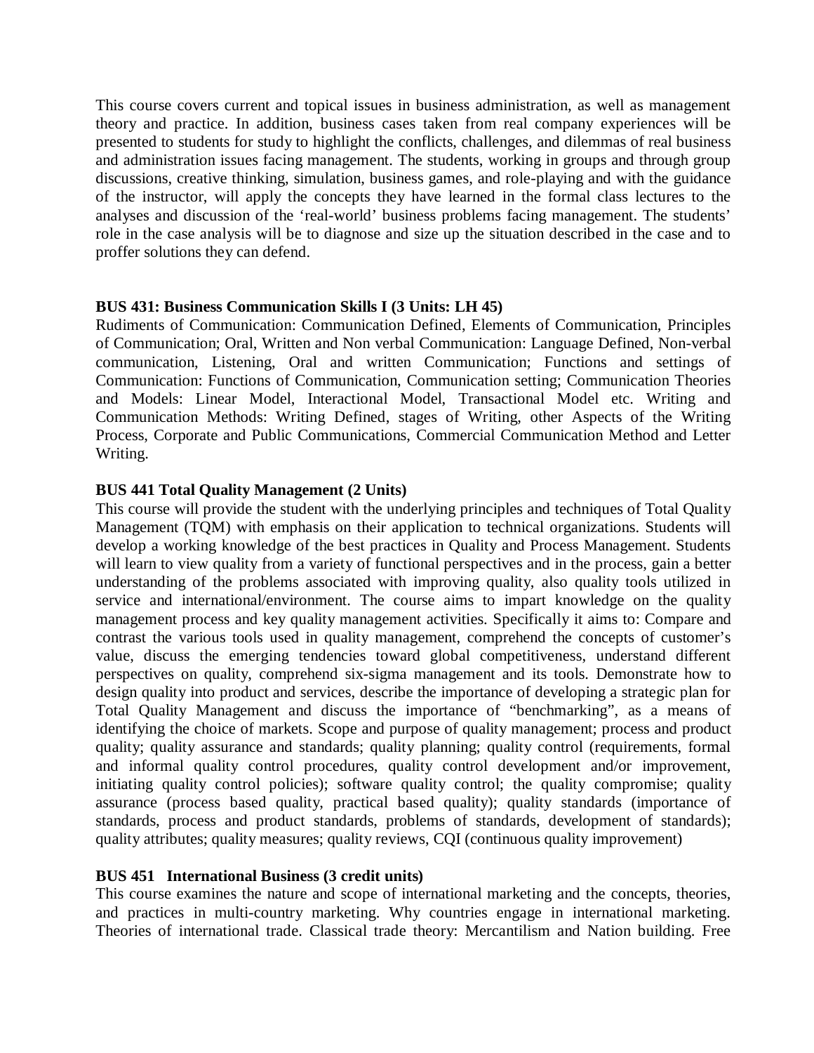This course covers current and topical issues in business administration, as well as management theory and practice. In addition, business cases taken from real company experiences will be presented to students for study to highlight the conflicts, challenges, and dilemmas of real business and administration issues facing management. The students, working in groups and through group discussions, creative thinking, simulation, business games, and role-playing and with the guidance of the instructor, will apply the concepts they have learned in the formal class lectures to the analyses and discussion of the 'real-world' business problems facing management. The students' role in the case analysis will be to diagnose and size up the situation described in the case and to proffer solutions they can defend.

**BUS 431: Business Communication Skills I (3 Units: LH 45)**

Rudiments of Communication: Communication Defined, Elements of Communication, Principles of Communication; Oral, Written and Non verbal Communication: Language Defined, Non-verbal communication, Listening, Oral and written Communication; Functions and settings of Communication: Functions of Communication, Communication setting; Communication Theories and Models: Linear Model, Interactional Model, Transactional Model etc. Writing and Communication Methods: Writing Defined, stages of Writing, other Aspects of the Writing Process, Corporate and Public Communications, Commercial Communication Method and Letter Writing.

**BUS 441 Total Quality Management (2 Units)**

This course will provide the student with the underlying principles and techniques of Total Quality Management (TQM) with emphasis on their application to technical organizations. Students will develop a working knowledge of the best practices in Quality and Process Management. Students will learn to view quality from a variety of functional perspectives and in the process, gain a better understanding of the problems associated with improving quality, also quality tools utilized in service and international/environment. The course aims to impart knowledge on the quality management process and key quality management activities. Specifically it aims to: Compare and contrast the various tools used in quality management, comprehend the concepts of customer's value, discuss the emerging tendencies toward global competitiveness, understand different perspectives on quality, comprehend six-sigma management and its tools. Demonstrate how to design quality into product and services, describe the importance of developing a strategic plan for Total Quality Management and discuss the importance of "benchmarking", as a means of identifying the choice of markets. Scope and purpose of quality management; process and product quality; quality assurance and standards; quality planning; quality control (requirements, formal and informal quality control procedures, quality control development and/or improvement, initiating quality control policies); software quality control; the quality compromise; quality assurance (process based quality, practical based quality); quality standards (importance of standards, process and product standards, problems of standards, development of standards); quality attributes; quality measures; quality reviews, CQI (continuous quality improvement)

**BUS 451 International Business (3 credit units)**

This course examines the nature and scope of international marketing and the concepts, theories, and practices in multi-country marketing. Why countries engage in international marketing. Theories of international trade. Classical trade theory: Mercantilism and Nation building. Free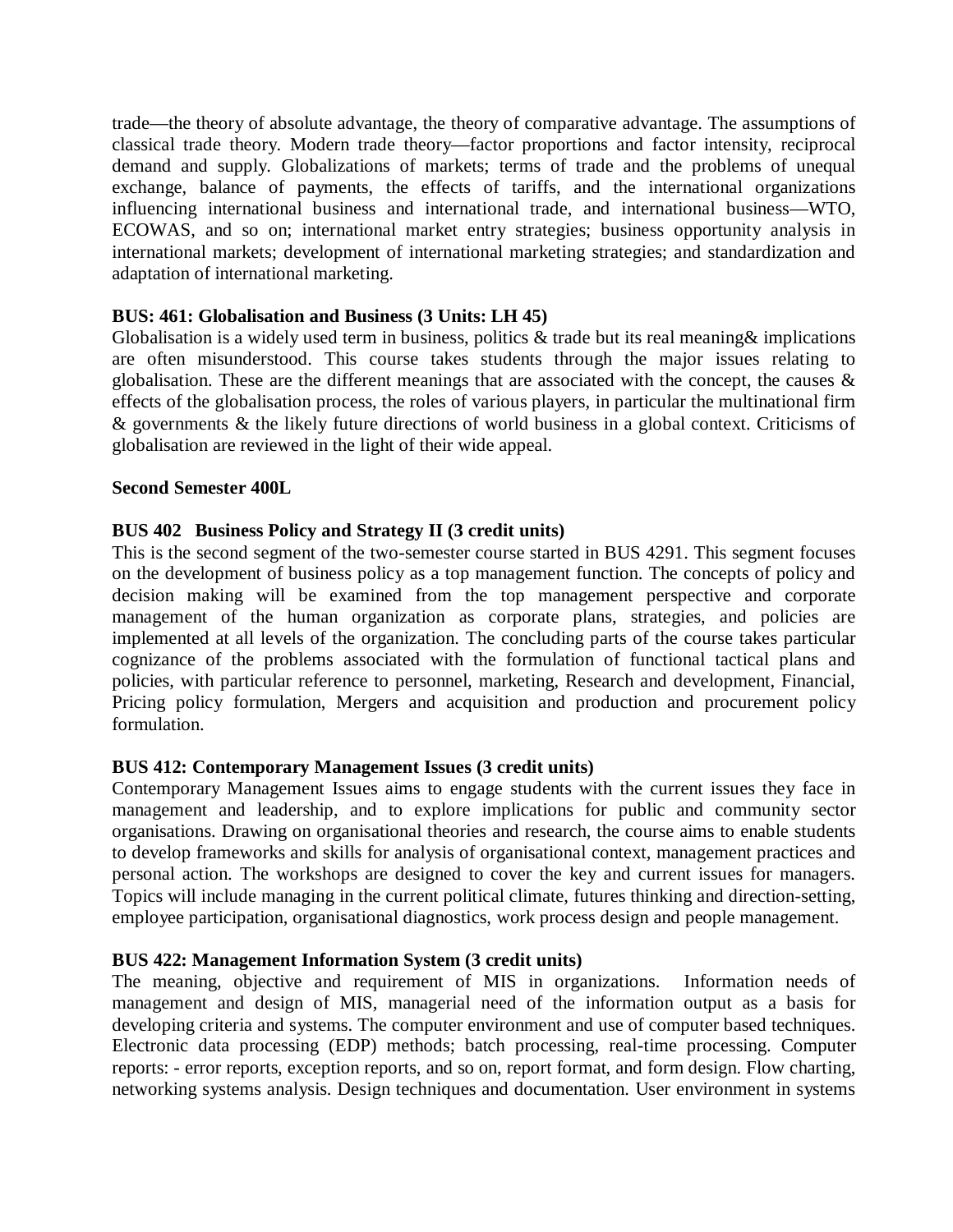trade—the theory of absolute advantage, the theory of comparative advantage. The assumptions of classical trade theory. Modern trade theory—factor proportions and factor intensity, reciprocal demand and supply. Globalizations of markets; terms of trade and the problems of unequal exchange, balance of payments, the effects of tariffs, and the international organizations influencing international business and international trade, and international business—WTO, ECOWAS, and so on; international market entry strategies; business opportunity analysis in international markets; development of international marketing strategies; and standardization and adaptation of international marketing.

**BUS: 461: Globalisation and Business (3 Units: LH 45)**

Globalisation is a widely used term in business, politics & trade but its real meaning& implications are often misunderstood. This course takes students through the major issues relating to globalisation. These are the different meanings that are associated with the concept, the causes & effects of the globalisation process, the roles of various players, in particular the multinational firm & governments & the likely future directions of world business in a global context. Criticisms of globalisation are reviewed in the light of their wide appeal.

**Second Semester 400L**

**BUS 402 Business Policy and Strategy II (3 credit units)**

This is the second segment of the two-semester course started in BUS 4291. This segment focuses on the development of business policy as a top management function. The concepts of policy and decision making will be examined from the top management perspective and corporate management of the human organization as corporate plans, strategies, and policies are implemented at all levels of the organization. The concluding parts of the course takes particular cognizance of the problems associated with the formulation of functional tactical plans and policies, with particular reference to personnel, marketing, Research and development, Financial, Pricing policy formulation, Mergers and acquisition and production and procurement policy formulation.

**BUS 412: Contemporary Management Issues (3 credit units)**

Contemporary Management Issues aims to engage students with the current issues they face in management and leadership, and to explore implications for public and community sector organisations. Drawing on organisational theories and research, the course aims to enable students to develop frameworks and skills for analysis of organisational context, management practices and personal action. The workshops are designed to cover the key and current issues for managers. Topics will include managing in the current political climate, futures thinking and direction-setting, employee participation, organisational diagnostics, work process design and people management.

**BUS 422: Management Information System (3 credit units)**

The meaning, objective and requirement of MIS in organizations. Information needs of management and design of MIS, managerial need of the information output as a basis for developing criteria and systems. The computer environment and use of computer based techniques. Electronic data processing (EDP) methods; batch processing, real-time processing. Computer reports: - error reports, exception reports, and so on, report format, and form design. Flow charting, networking systems analysis. Design techniques and documentation. User environment in systems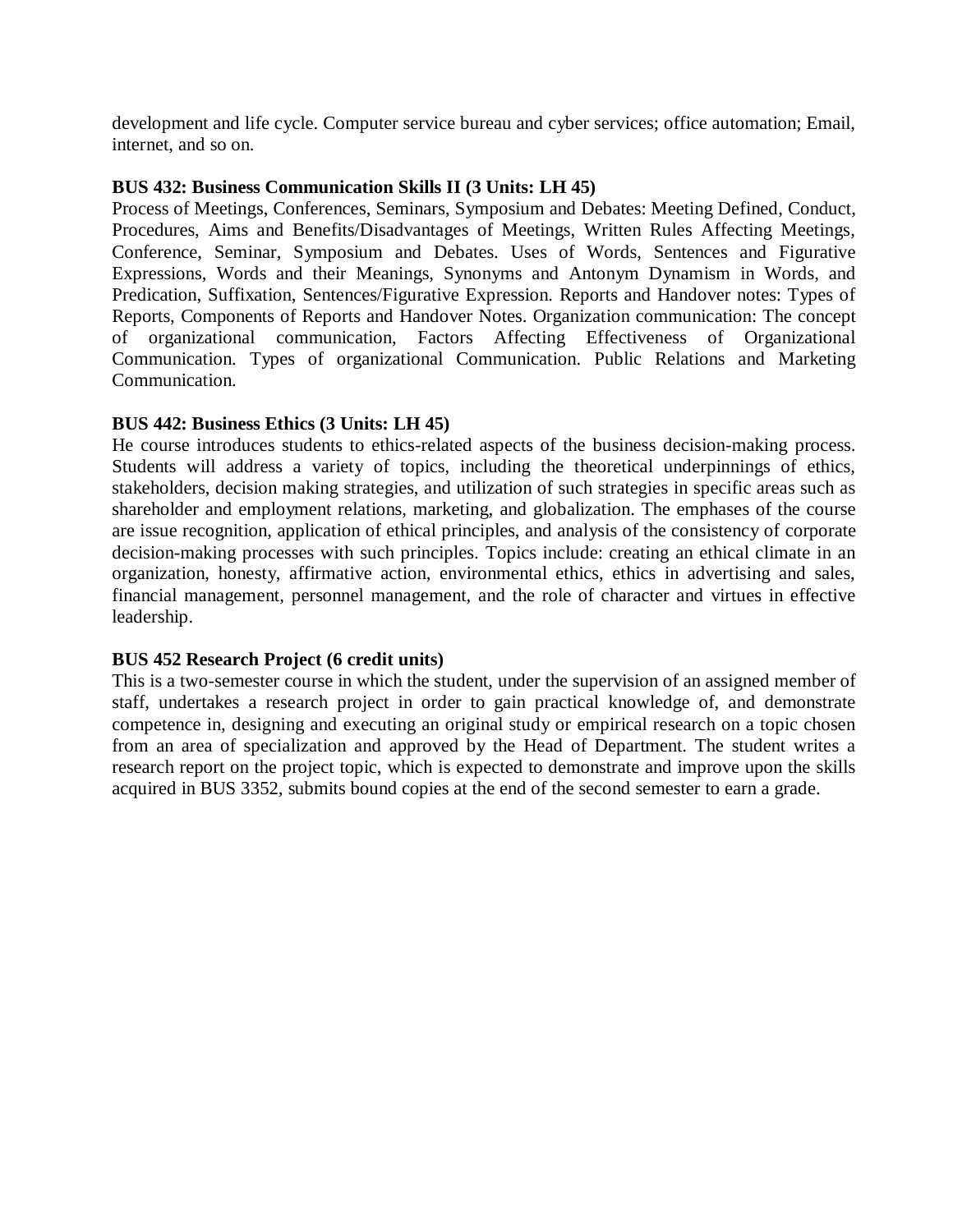development and life cycle. Computer service bureau and cyber services; office automation; Email, internet, and so on.

**BUS 432: Business Communication Skills II (3 Units: LH 45)**

Process of Meetings, Conferences, Seminars, Symposium and Debates: Meeting Defined, Conduct, Procedures, Aims and Benefits/Disadvantages of Meetings, Written Rules Affecting Meetings, Conference, Seminar, Symposium and Debates. Uses of Words, Sentences and Figurative Expressions, Words and their Meanings, Synonyms and Antonym Dynamism in Words, and Predication, Suffixation, Sentences/Figurative Expression. Reports and Handover notes: Types of Reports, Components of Reports and Handover Notes. Organization communication: The concept of organizational communication, Factors Affecting Effectiveness of Organizational Communication. Types of organizational Communication. Public Relations and Marketing Communication.

**BUS 442: Business Ethics (3 Units: LH 45)**

He course introduces students to ethics-related aspects of the business decision-making process. Students will address a variety of topics, including the theoretical underpinnings of ethics, stakeholders, decision making strategies, and utilization of such strategies in specific areas such as shareholder and employment relations, marketing, and globalization. The emphases of the course are issue recognition, application of ethical principles, and analysis of the consistency of corporate decision-making processes with such principles. Topics include: creating an ethical climate in an organization, honesty, affirmative action, environmental ethics, ethics in advertising and sales, financial management, personnel management, and the role of character and virtues in effective leadership.

**BUS 452 Research Project (6 credit units)**

This is a two-semester course in which the student, under the supervision of an assigned member of staff, undertakes a research project in order to gain practical knowledge of, and demonstrate competence in, designing and executing an original study or empirical research on a topic chosen from an area of specialization and approved by the Head of Department. The student writes a research report on the project topic, which is expected to demonstrate and improve upon the skills acquired in BUS 3352, submits bound copies at the end of the second semester to earn a grade.